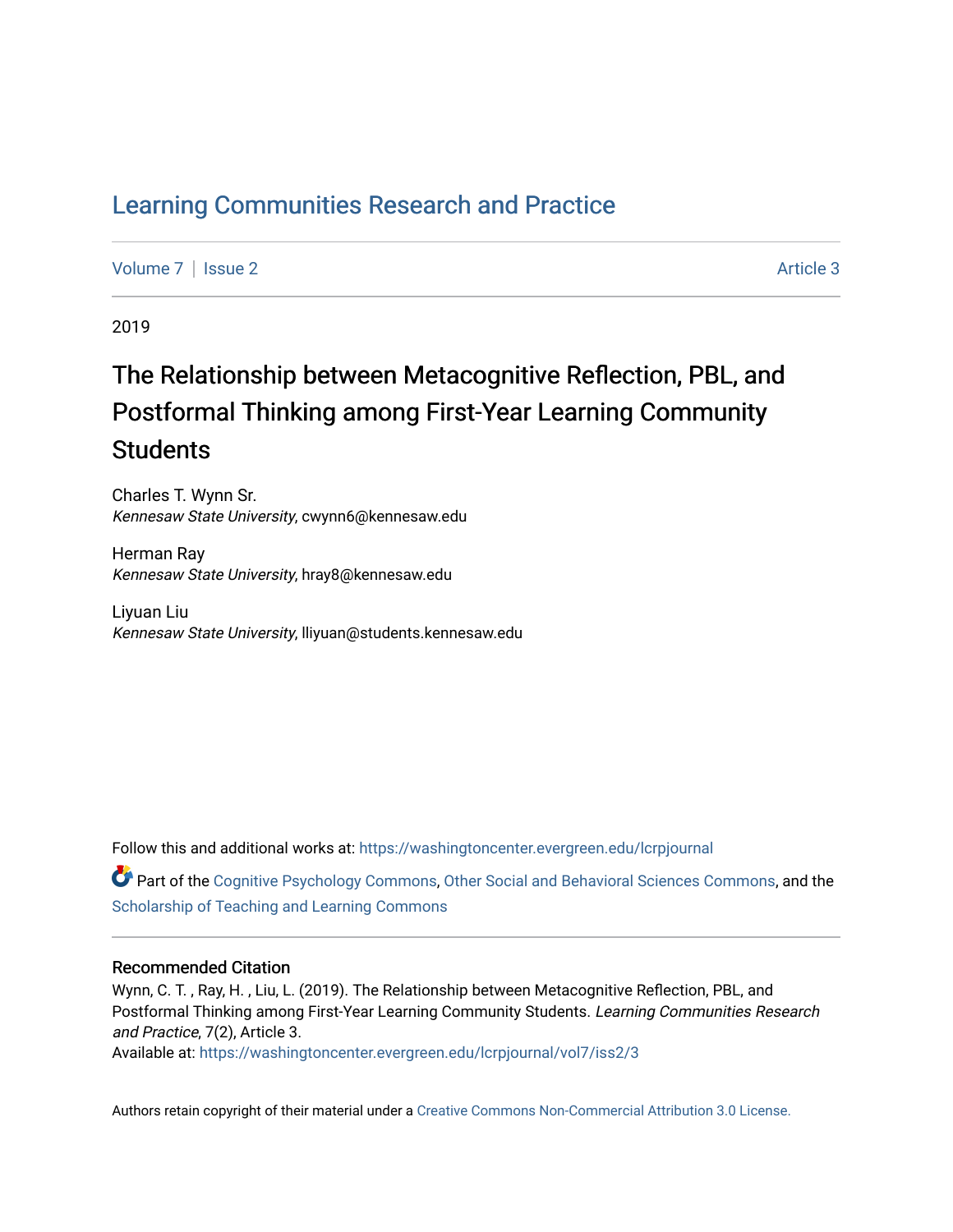# Learning Communities Research and Practice

Volume 7 | Issue 2 Article 3

2019

## The Relationship between Metacognitive Reflection, PBL, and Postformal Thinking among First-Year Learning Community Students

Charles T. Wynn Sr.
*Kennesaw State University*, cwynn6@kennesaw.edu

Herman Ray
*Kennesaw State University*, hray8@kennesaw.edu

Liyuan Liu
*Kennesaw State University*, lliyuan@students.kennesaw.edu

Follow this and additional works at: https://washingtoncenter.evergreen.edu/lcrpjournal

Part of the Cognitive Psychology Commons, Other Social and Behavioral Sciences Commons, and the Scholarship of Teaching and Learning Commons

### Recommended Citation

Wynn, C. T. , Ray, H. , Liu, L. (2019). The Relationship between Metacognitive Reflection, PBL, and Postformal Thinking among First-Year Learning Community Students. *Learning Communities Research and Practice*, 7(2), Article 3.
Available at: https://washingtoncenter.evergreen.edu/lcrpjournal/vol7/iss2/3

Authors retain copyright of their material under a Creative Commons Non-Commercial Attribution 3.0 License.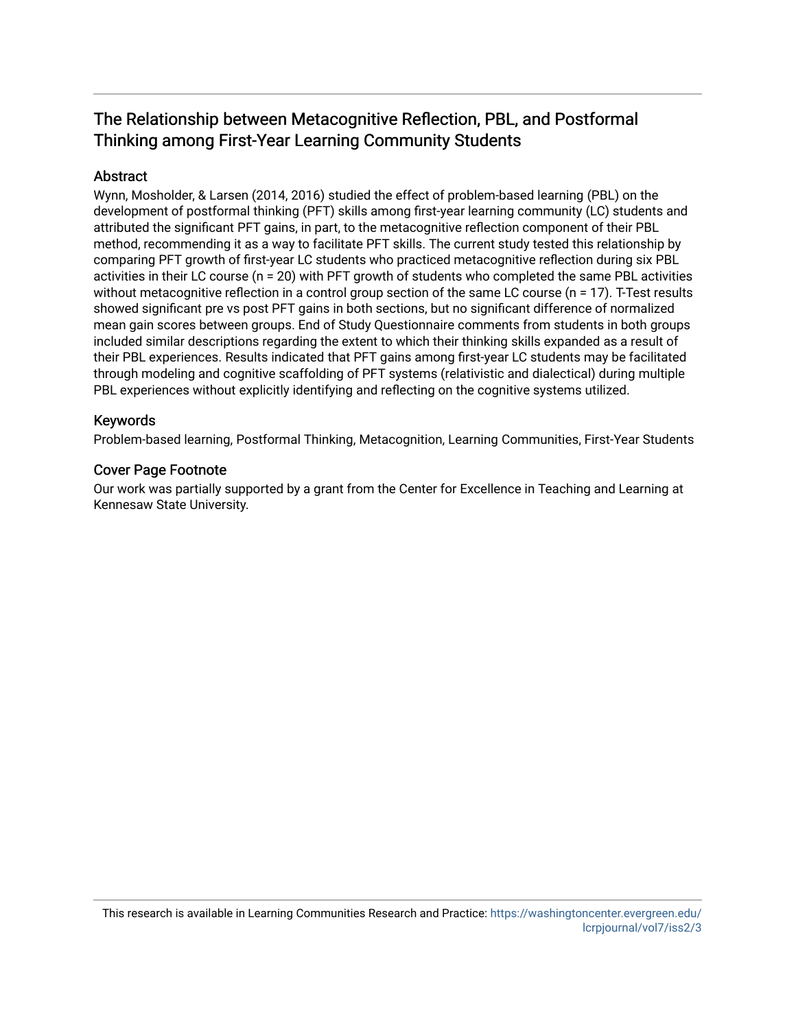# The Relationship between Metacognitive Reflection, PBL, and Postformal Thinking among First-Year Learning Community Students

## Abstract

Wynn, Mosholder, & Larsen (2014, 2016) studied the effect of problem-based learning (PBL) on the development of postformal thinking (PFT) skills among first-year learning community (LC) students and attributed the significant PFT gains, in part, to the metacognitive reflection component of their PBL method, recommending it as a way to facilitate PFT skills. The current study tested this relationship by comparing PFT growth of first-year LC students who practiced metacognitive reflection during six PBL activities in their LC course (n = 20) with PFT growth of students who completed the same PBL activities without metacognitive reflection in a control group section of the same LC course (n = 17). T-Test results showed significant pre vs post PFT gains in both sections, but no significant difference of normalized mean gain scores between groups. End of Study Questionnaire comments from students in both groups included similar descriptions regarding the extent to which their thinking skills expanded as a result of their PBL experiences. Results indicated that PFT gains among first-year LC students may be facilitated through modeling and cognitive scaffolding of PFT systems (relativistic and dialectical) during multiple PBL experiences without explicitly identifying and reflecting on the cognitive systems utilized.

## Keywords

Problem-based learning, Postformal Thinking, Metacognition, Learning Communities, First-Year Students

## Cover Page Footnote

Our work was partially supported by a grant from the Center for Excellence in Teaching and Learning at Kennesaw State University.

This research is available in Learning Communities Research and Practice: https://washingtoncenter.evergreen.edu/lcrpjournal/vol7/iss2/3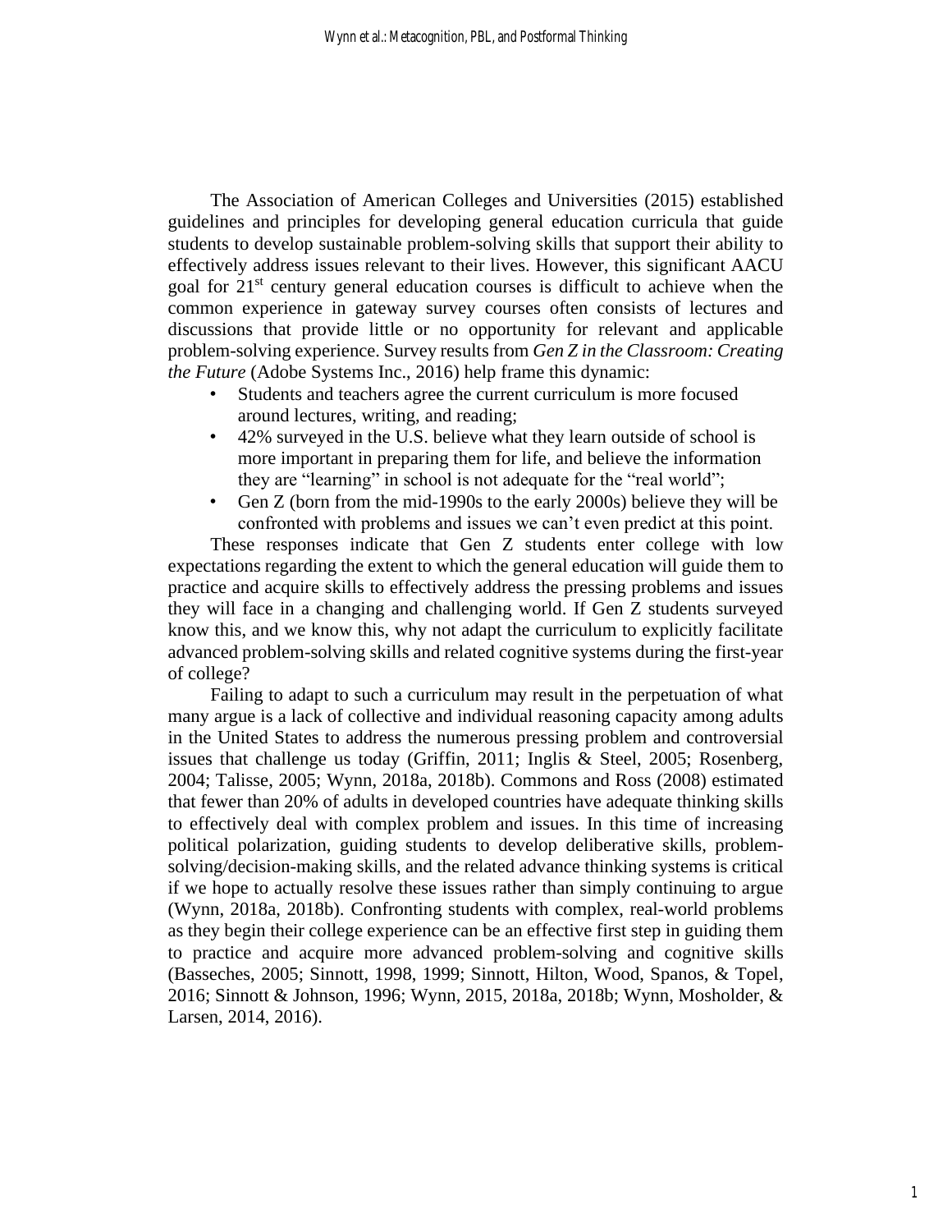The Association of American Colleges and Universities (2015) established guidelines and principles for developing general education curricula that guide students to develop sustainable problem-solving skills that support their ability to effectively address issues relevant to their lives. However, this significant AACU goal for 21st century general education courses is difficult to achieve when the common experience in gateway survey courses often consists of lectures and discussions that provide little or no opportunity for relevant and applicable problem-solving experience. Survey results from *Gen Z in the Classroom: Creating the Future* (Adobe Systems Inc., 2016) help frame this dynamic:

- Students and teachers agree the current curriculum is more focused around lectures, writing, and reading;
- 42% surveyed in the U.S. believe what they learn outside of school is more important in preparing them for life, and believe the information they are "learning" in school is not adequate for the "real world";
- Gen Z (born from the mid-1990s to the early 2000s) believe they will be confronted with problems and issues we can't even predict at this point.

These responses indicate that Gen Z students enter college with low expectations regarding the extent to which the general education will guide them to practice and acquire skills to effectively address the pressing problems and issues they will face in a changing and challenging world. If Gen Z students surveyed know this, and we know this, why not adapt the curriculum to explicitly facilitate advanced problem-solving skills and related cognitive systems during the first-year of college?

Failing to adapt to such a curriculum may result in the perpetuation of what many argue is a lack of collective and individual reasoning capacity among adults in the United States to address the numerous pressing problem and controversial issues that challenge us today (Griffin, 2011; Inglis & Steel, 2005; Rosenberg, 2004; Talisse, 2005; Wynn, 2018a, 2018b). Commons and Ross (2008) estimated that fewer than 20% of adults in developed countries have adequate thinking skills to effectively deal with complex problem and issues. In this time of increasing political polarization, guiding students to develop deliberative skills, problem-solving/decision-making skills, and the related advance thinking systems is critical if we hope to actually resolve these issues rather than simply continuing to argue (Wynn, 2018a, 2018b). Confronting students with complex, real-world problems as they begin their college experience can be an effective first step in guiding them to practice and acquire more advanced problem-solving and cognitive skills (Basseches, 2005; Sinnott, 1998, 1999; Sinnott, Hilton, Wood, Spanos, & Topel, 2016; Sinnott & Johnson, 1996; Wynn, 2015, 2018a, 2018b; Wynn, Mosholder, & Larsen, 2014, 2016).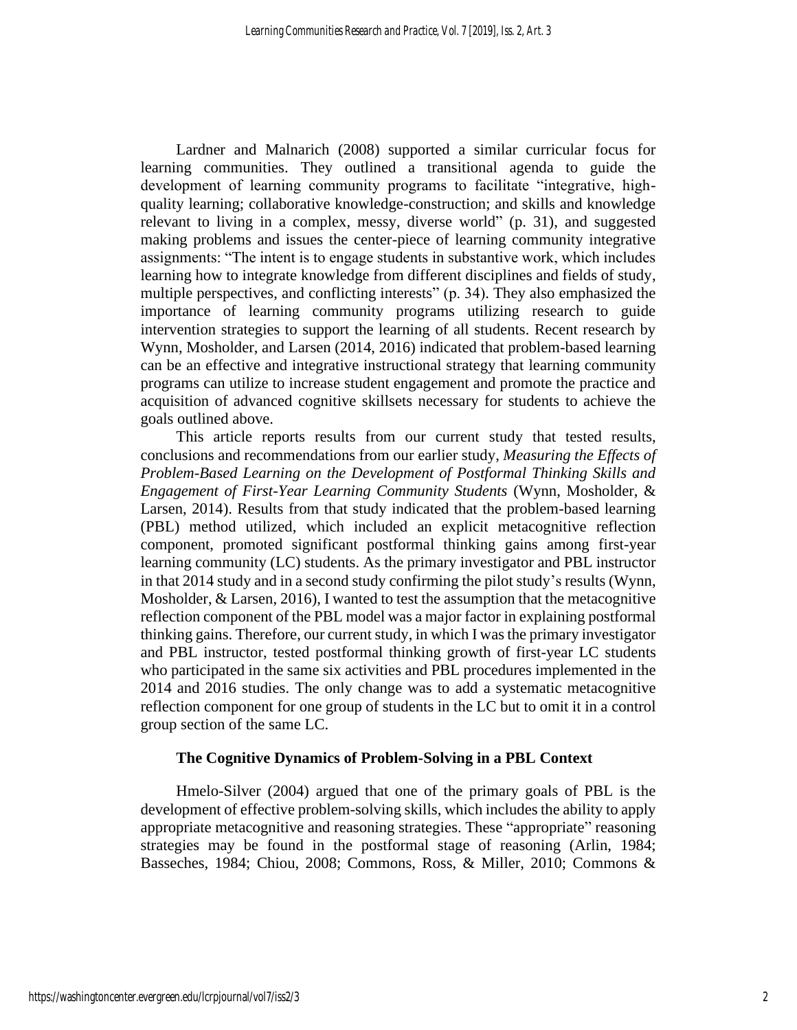Lardner and Malnarich (2008) supported a similar curricular focus for learning communities. They outlined a transitional agenda to guide the development of learning community programs to facilitate "integrative, high-quality learning; collaborative knowledge-construction; and skills and knowledge relevant to living in a complex, messy, diverse world" (p. 31), and suggested making problems and issues the center-piece of learning community integrative assignments: "The intent is to engage students in substantive work, which includes learning how to integrate knowledge from different disciplines and fields of study, multiple perspectives, and conflicting interests" (p. 34). They also emphasized the importance of learning community programs utilizing research to guide intervention strategies to support the learning of all students. Recent research by Wynn, Mosholder, and Larsen (2014, 2016) indicated that problem-based learning can be an effective and integrative instructional strategy that learning community programs can utilize to increase student engagement and promote the practice and acquisition of advanced cognitive skillsets necessary for students to achieve the goals outlined above.

This article reports results from our current study that tested results, conclusions and recommendations from our earlier study, *Measuring the Effects of Problem-Based Learning on the Development of Postformal Thinking Skills and Engagement of First-Year Learning Community Students* (Wynn, Mosholder, & Larsen, 2014). Results from that study indicated that the problem-based learning (PBL) method utilized, which included an explicit metacognitive reflection component, promoted significant postformal thinking gains among first-year learning community (LC) students. As the primary investigator and PBL instructor in that 2014 study and in a second study confirming the pilot study's results (Wynn, Mosholder, & Larsen, 2016), I wanted to test the assumption that the metacognitive reflection component of the PBL model was a major factor in explaining postformal thinking gains. Therefore, our current study, in which I was the primary investigator and PBL instructor, tested postformal thinking growth of first-year LC students who participated in the same six activities and PBL procedures implemented in the 2014 and 2016 studies. The only change was to add a systematic metacognitive reflection component for one group of students in the LC but to omit it in a control group section of the same LC.

## The Cognitive Dynamics of Problem-Solving in a PBL Context

Hmelo-Silver (2004) argued that one of the primary goals of PBL is the development of effective problem-solving skills, which includes the ability to apply appropriate metacognitive and reasoning strategies. These "appropriate" reasoning strategies may be found in the postformal stage of reasoning (Arlin, 1984; Basseches, 1984; Chiou, 2008; Commons, Ross, & Miller, 2010; Commons &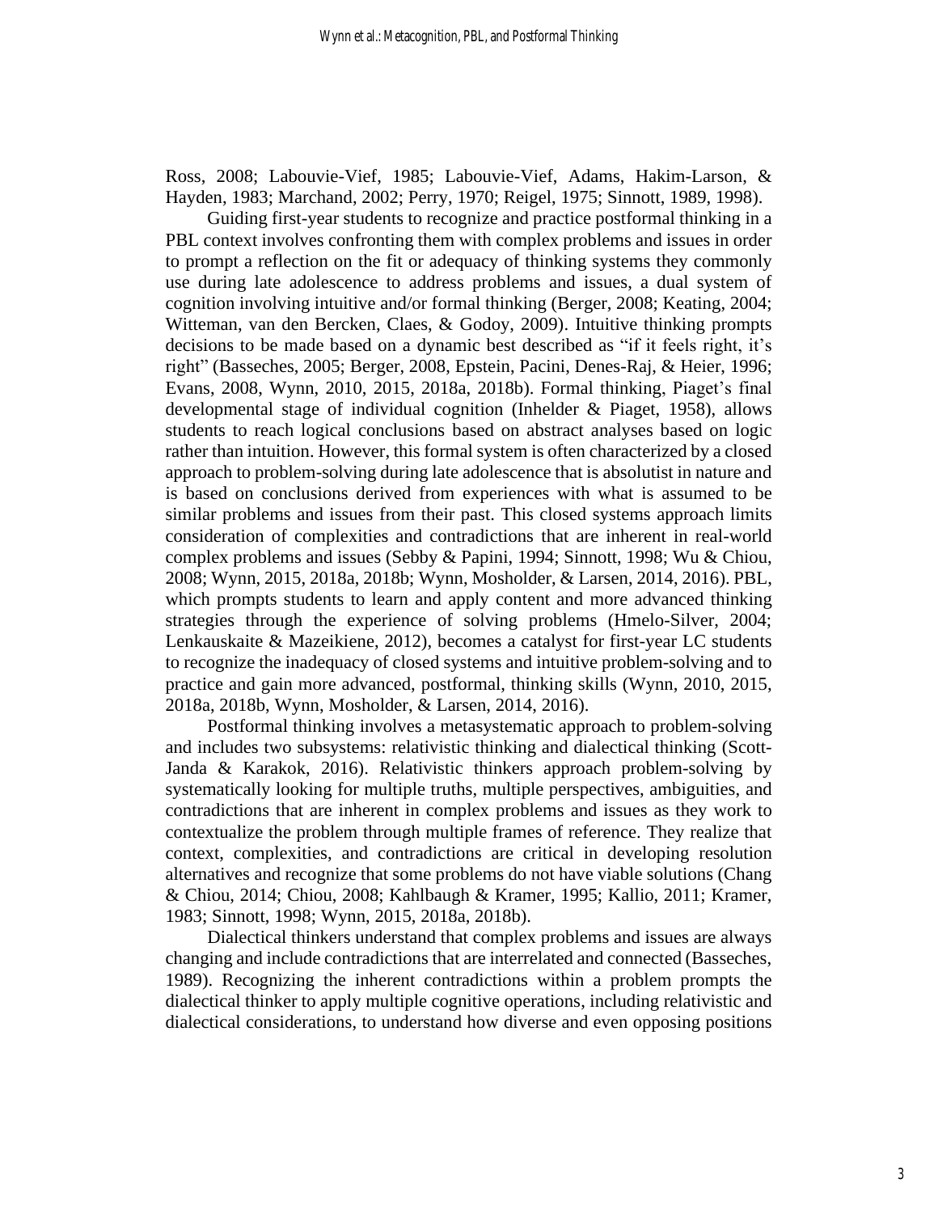Ross, 2008; Labouvie-Vief, 1985; Labouvie-Vief, Adams, Hakim-Larson, & Hayden, 1983; Marchand, 2002; Perry, 1970; Reigel, 1975; Sinnott, 1989, 1998).

Guiding first-year students to recognize and practice postformal thinking in a PBL context involves confronting them with complex problems and issues in order to prompt a reflection on the fit or adequacy of thinking systems they commonly use during late adolescence to address problems and issues, a dual system of cognition involving intuitive and/or formal thinking (Berger, 2008; Keating, 2004; Witteman, van den Bercken, Claes, & Godoy, 2009). Intuitive thinking prompts decisions to be made based on a dynamic best described as "if it feels right, it's right" (Basseches, 2005; Berger, 2008, Epstein, Pacini, Denes-Raj, & Heier, 1996; Evans, 2008, Wynn, 2010, 2015, 2018a, 2018b). Formal thinking, Piaget's final developmental stage of individual cognition (Inhelder & Piaget, 1958), allows students to reach logical conclusions based on abstract analyses based on logic rather than intuition. However, this formal system is often characterized by a closed approach to problem-solving during late adolescence that is absolutist in nature and is based on conclusions derived from experiences with what is assumed to be similar problems and issues from their past. This closed systems approach limits consideration of complexities and contradictions that are inherent in real-world complex problems and issues (Sebby & Papini, 1994; Sinnott, 1998; Wu & Chiou, 2008; Wynn, 2015, 2018a, 2018b; Wynn, Mosholder, & Larsen, 2014, 2016). PBL, which prompts students to learn and apply content and more advanced thinking strategies through the experience of solving problems (Hmelo-Silver, 2004; Lenkauskaite & Mazeikiene, 2012), becomes a catalyst for first-year LC students to recognize the inadequacy of closed systems and intuitive problem-solving and to practice and gain more advanced, postformal, thinking skills (Wynn, 2010, 2015, 2018a, 2018b, Wynn, Mosholder, & Larsen, 2014, 2016).

Postformal thinking involves a metasystematic approach to problem-solving and includes two subsystems: relativistic thinking and dialectical thinking (Scott-Janda & Karakok, 2016). Relativistic thinkers approach problem-solving by systematically looking for multiple truths, multiple perspectives, ambiguities, and contradictions that are inherent in complex problems and issues as they work to contextualize the problem through multiple frames of reference. They realize that context, complexities, and contradictions are critical in developing resolution alternatives and recognize that some problems do not have viable solutions (Chang & Chiou, 2014; Chiou, 2008; Kahlbaugh & Kramer, 1995; Kallio, 2011; Kramer, 1983; Sinnott, 1998; Wynn, 2015, 2018a, 2018b).

Dialectical thinkers understand that complex problems and issues are always changing and include contradictions that are interrelated and connected (Basseches, 1989). Recognizing the inherent contradictions within a problem prompts the dialectical thinker to apply multiple cognitive operations, including relativistic and dialectical considerations, to understand how diverse and even opposing positions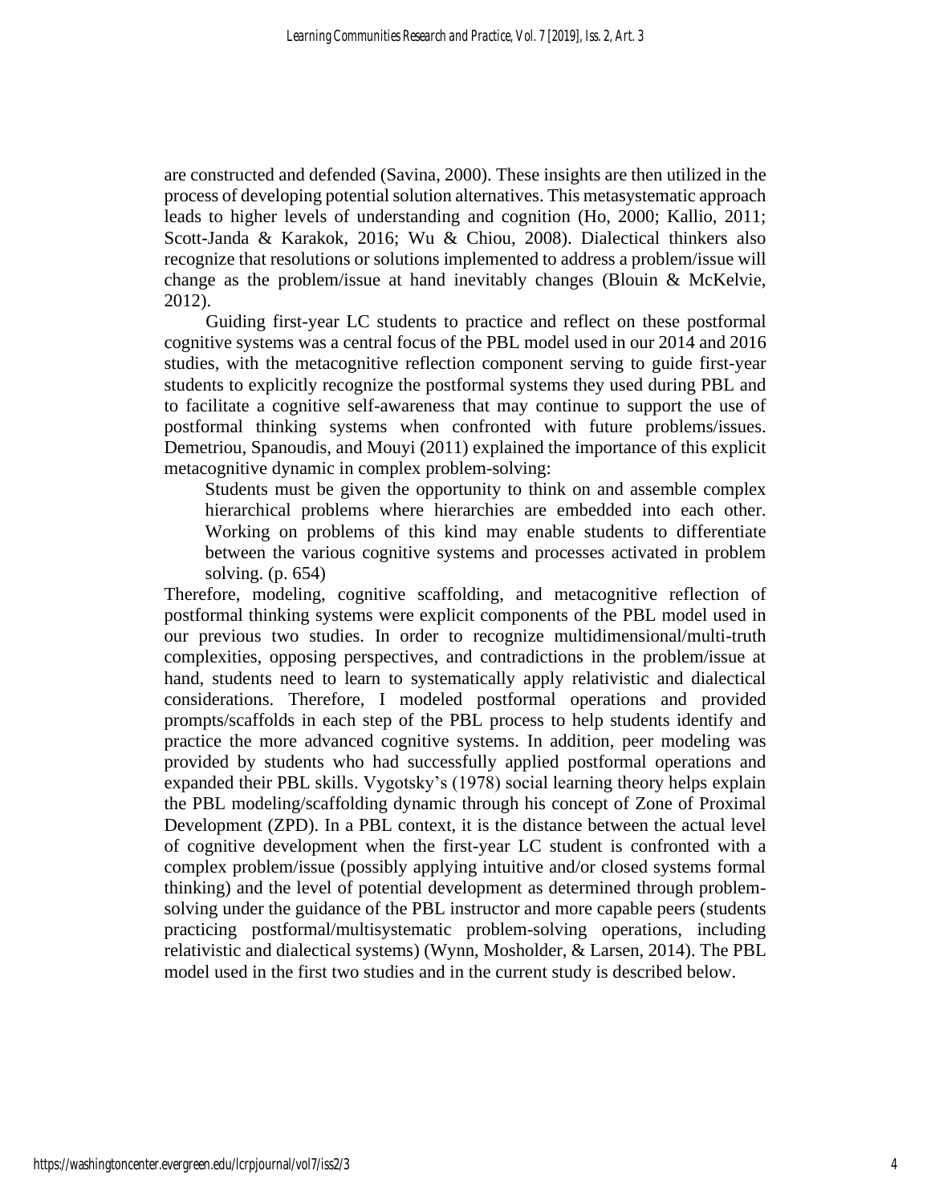are constructed and defended (Savina, 2000). These insights are then utilized in the process of developing potential solution alternatives. This metasystematic approach leads to higher levels of understanding and cognition (Ho, 2000; Kallio, 2011; Scott-Janda & Karakok, 2016; Wu & Chiou, 2008). Dialectical thinkers also recognize that resolutions or solutions implemented to address a problem/issue will change as the problem/issue at hand inevitably changes (Blouin & McKelvie, 2012).

Guiding first-year LC students to practice and reflect on these postformal cognitive systems was a central focus of the PBL model used in our 2014 and 2016 studies, with the metacognitive reflection component serving to guide first-year students to explicitly recognize the postformal systems they used during PBL and to facilitate a cognitive self-awareness that may continue to support the use of postformal thinking systems when confronted with future problems/issues. Demetriou, Spanoudis, and Mouyi (2011) explained the importance of this explicit metacognitive dynamic in complex problem-solving:

> Students must be given the opportunity to think on and assemble complex hierarchical problems where hierarchies are embedded into each other. Working on problems of this kind may enable students to differentiate between the various cognitive systems and processes activated in problem solving. (p. 654)

Therefore, modeling, cognitive scaffolding, and metacognitive reflection of postformal thinking systems were explicit components of the PBL model used in our previous two studies. In order to recognize multidimensional/multi-truth complexities, opposing perspectives, and contradictions in the problem/issue at hand, students need to learn to systematically apply relativistic and dialectical considerations. Therefore, I modeled postformal operations and provided prompts/scaffolds in each step of the PBL process to help students identify and practice the more advanced cognitive systems. In addition, peer modeling was provided by students who had successfully applied postformal operations and expanded their PBL skills. Vygotsky's (1978) social learning theory helps explain the PBL modeling/scaffolding dynamic through his concept of Zone of Proximal Development (ZPD). In a PBL context, it is the distance between the actual level of cognitive development when the first-year LC student is confronted with a complex problem/issue (possibly applying intuitive and/or closed systems formal thinking) and the level of potential development as determined through problem-solving under the guidance of the PBL instructor and more capable peers (students practicing postformal/multisystematic problem-solving operations, including relativistic and dialectical systems) (Wynn, Mosholder, & Larsen, 2014). The PBL model used in the first two studies and in the current study is described below.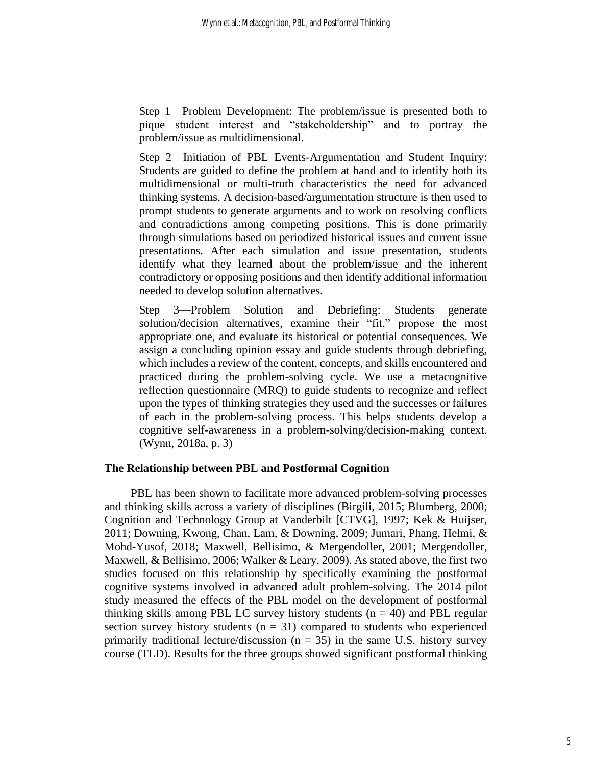> Step 1—Problem Development: The problem/issue is presented both to pique student interest and "stakeholdership" and to portray the problem/issue as multidimensional.
>
> Step 2—Initiation of PBL Events-Argumentation and Student Inquiry: Students are guided to define the problem at hand and to identify both its multidimensional or multi-truth characteristics the need for advanced thinking systems. A decision-based/argumentation structure is then used to prompt students to generate arguments and to work on resolving conflicts and contradictions among competing positions. This is done primarily through simulations based on periodized historical issues and current issue presentations. After each simulation and issue presentation, students identify what they learned about the problem/issue and the inherent contradictory or opposing positions and then identify additional information needed to develop solution alternatives.
>
> Step 3—Problem Solution and Debriefing: Students generate solution/decision alternatives, examine their "fit," propose the most appropriate one, and evaluate its historical or potential consequences. We assign a concluding opinion essay and guide students through debriefing, which includes a review of the content, concepts, and skills encountered and practiced during the problem-solving cycle. We use a metacognitive reflection questionnaire (MRQ) to guide students to recognize and reflect upon the types of thinking strategies they used and the successes or failures of each in the problem-solving process. This helps students develop a cognitive self-awareness in a problem-solving/decision-making context. (Wynn, 2018a, p. 3)

### The Relationship between PBL and Postformal Cognition

PBL has been shown to facilitate more advanced problem-solving processes and thinking skills across a variety of disciplines (Birgili, 2015; Blumberg, 2000; Cognition and Technology Group at Vanderbilt [CTVG], 1997; Kek & Huijser, 2011; Downing, Kwong, Chan, Lam, & Downing, 2009; Jumari, Phang, Helmi, & Mohd-Yusof, 2018; Maxwell, Bellisimo, & Mergendoller, 2001; Mergendoller, Maxwell, & Bellisimo, 2006; Walker & Leary, 2009). As stated above, the first two studies focused on this relationship by specifically examining the postformal cognitive systems involved in advanced adult problem-solving. The 2014 pilot study measured the effects of the PBL model on the development of postformal thinking skills among PBL LC survey history students ($n = 40$) and PBL regular section survey history students ($n = 31$) compared to students who experienced primarily traditional lecture/discussion ($n = 35$) in the same U.S. history survey course (TLD). Results for the three groups showed significant postformal thinking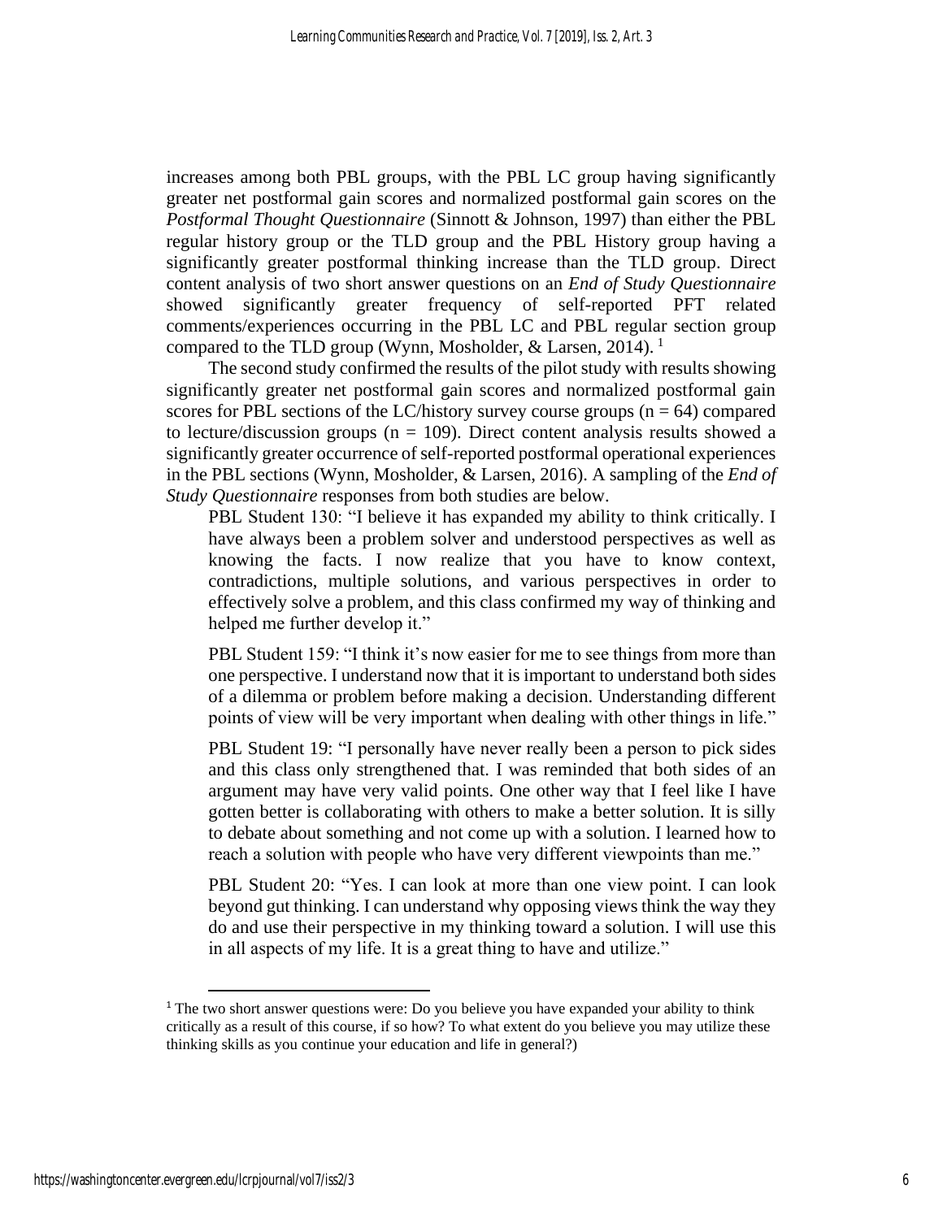increases among both PBL groups, with the PBL LC group having significantly greater net postformal gain scores and normalized postformal gain scores on the *Postformal Thought Questionnaire* (Sinnott & Johnson, 1997) than either the PBL regular history group or the TLD group and the PBL History group having a significantly greater postformal thinking increase than the TLD group. Direct content analysis of two short answer questions on an *End of Study Questionnaire* showed significantly greater frequency of self-reported PFT related comments/experiences occurring in the PBL LC and PBL regular section group compared to the TLD group (Wynn, Mosholder, & Larsen, 2014). [1]

The second study confirmed the results of the pilot study with results showing significantly greater net postformal gain scores and normalized postformal gain scores for PBL sections of the LC/history survey course groups ($n = 64$) compared to lecture/discussion groups ($n = 109$). Direct content analysis results showed a significantly greater occurrence of self-reported postformal operational experiences in the PBL sections (Wynn, Mosholder, & Larsen, 2016). A sampling of the *End of Study Questionnaire* responses from both studies are below.

> PBL Student 130: "I believe it has expanded my ability to think critically. I have always been a problem solver and understood perspectives as well as knowing the facts. I now realize that you have to know context, contradictions, multiple solutions, and various perspectives in order to effectively solve a problem, and this class confirmed my way of thinking and helped me further develop it."
>
> PBL Student 159: "I think it's now easier for me to see things from more than one perspective. I understand now that it is important to understand both sides of a dilemma or problem before making a decision. Understanding different points of view will be very important when dealing with other things in life."
>
> PBL Student 19: "I personally have never really been a person to pick sides and this class only strengthened that. I was reminded that both sides of an argument may have very valid points. One other way that I feel like I have gotten better is collaborating with others to make a better solution. It is silly to debate about something and not come up with a solution. I learned how to reach a solution with people who have very different viewpoints than me."
>
> PBL Student 20: "Yes. I can look at more than one view point. I can look beyond gut thinking. I can understand why opposing views think the way they do and use their perspective in my thinking toward a solution. I will use this in all aspects of my life. It is a great thing to have and utilize."

---

[1] The two short answer questions were: Do you believe you have expanded your ability to think critically as a result of this course, if so how? To what extent do you believe you may utilize these thinking skills as you continue your education and life in general?)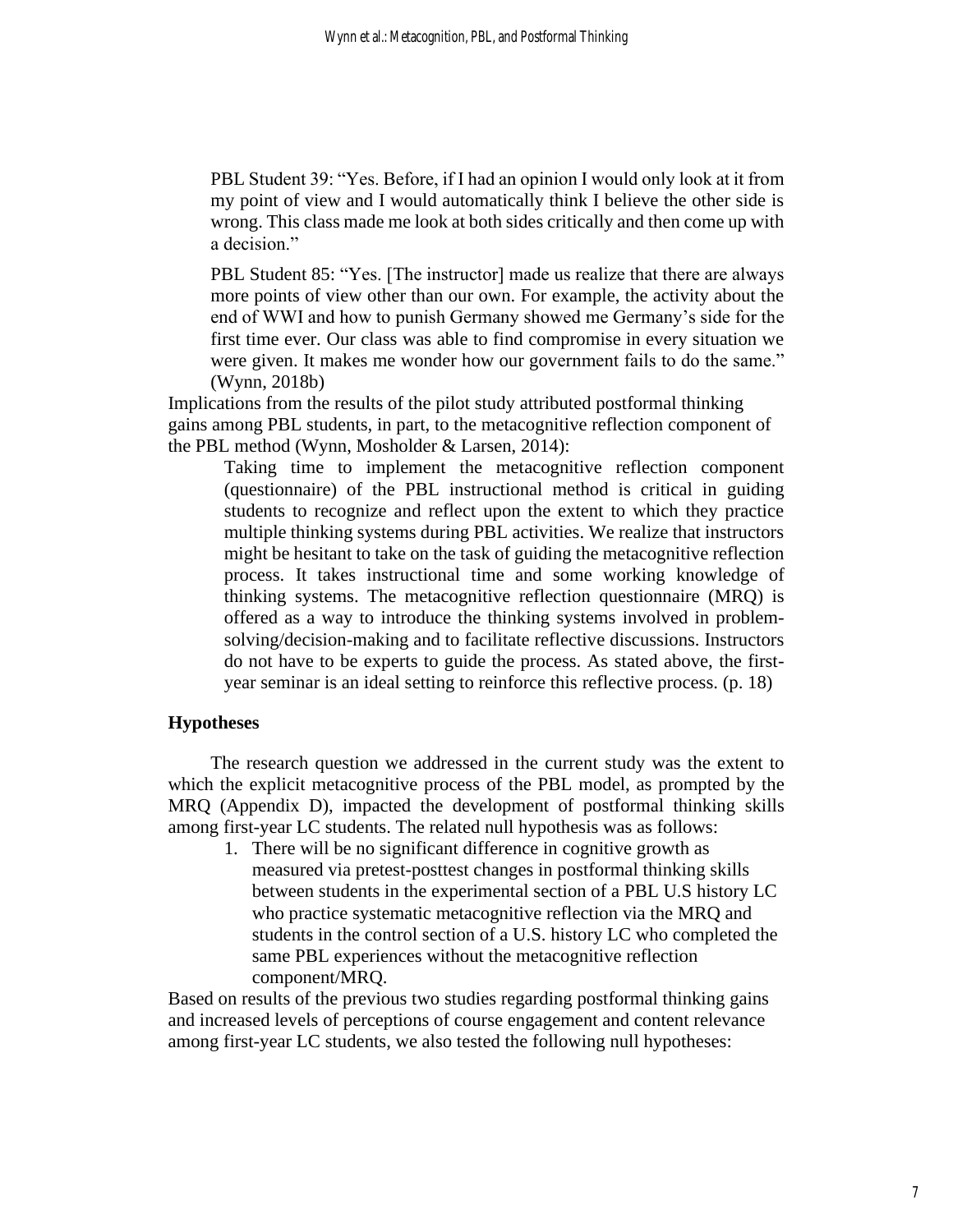> PBL Student 39: "Yes. Before, if I had an opinion I would only look at it from my point of view and I would automatically think I believe the other side is wrong. This class made me look at both sides critically and then come up with a decision."
>
> PBL Student 85: "Yes. [The instructor] made us realize that there are always more points of view other than our own. For example, the activity about the end of WWI and how to punish Germany showed me Germany's side for the first time ever. Our class was able to find compromise in every situation we were given. It makes me wonder how our government fails to do the same." (Wynn, 2018b)

Implications from the results of the pilot study attributed postformal thinking gains among PBL students, in part, to the metacognitive reflection component of the PBL method (Wynn, Mosholder & Larsen, 2014):

> Taking time to implement the metacognitive reflection component (questionnaire) of the PBL instructional method is critical in guiding students to recognize and reflect upon the extent to which they practice multiple thinking systems during PBL activities. We realize that instructors might be hesitant to take on the task of guiding the metacognitive reflection process. It takes instructional time and some working knowledge of thinking systems. The metacognitive reflection questionnaire (MRQ) is offered as a way to introduce the thinking systems involved in problem-solving/decision-making and to facilitate reflective discussions. Instructors do not have to be experts to guide the process. As stated above, the first-year seminar is an ideal setting to reinforce this reflective process. (p. 18)

### Hypotheses

The research question we addressed in the current study was the extent to which the explicit metacognitive process of the PBL model, as prompted by the MRQ (Appendix D), impacted the development of postformal thinking skills among first-year LC students. The related null hypothesis was as follows:

1. There will be no significant difference in cognitive growth as measured via pretest-posttest changes in postformal thinking skills between students in the experimental section of a PBL U.S history LC who practice systematic metacognitive reflection via the MRQ and students in the control section of a U.S. history LC who completed the same PBL experiences without the metacognitive reflection component/MRQ.

Based on results of the previous two studies regarding postformal thinking gains and increased levels of perceptions of course engagement and content relevance among first-year LC students, we also tested the following null hypotheses: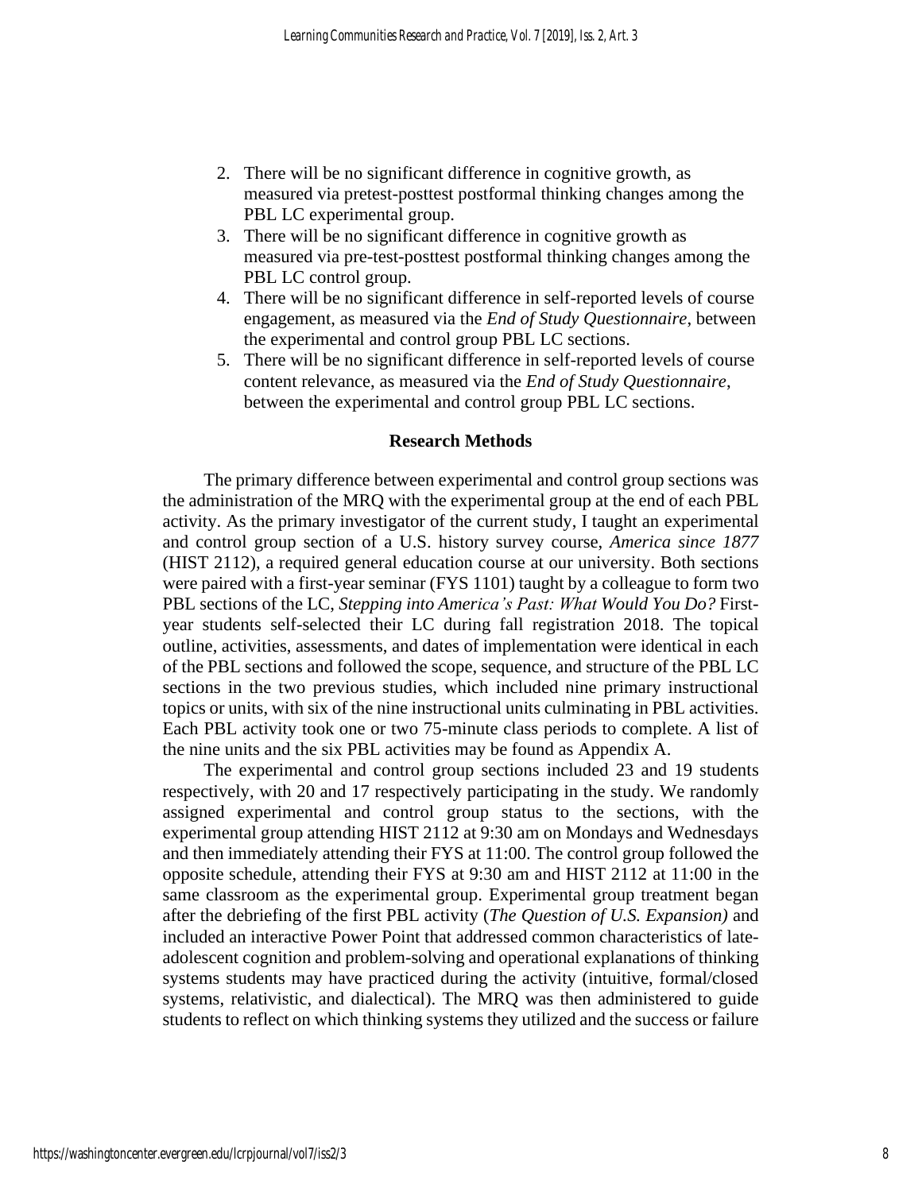2. There will be no significant difference in cognitive growth, as measured via pretest-posttest postformal thinking changes among the PBL LC experimental group.
3. There will be no significant difference in cognitive growth as measured via pre-test-posttest postformal thinking changes among the PBL LC control group.
4. There will be no significant difference in self-reported levels of course engagement, as measured via the *End of Study Questionnaire*, between the experimental and control group PBL LC sections.
5. There will be no significant difference in self-reported levels of course content relevance, as measured via the *End of Study Questionnaire*, between the experimental and control group PBL LC sections.

## Research Methods

The primary difference between experimental and control group sections was the administration of the MRQ with the experimental group at the end of each PBL activity. As the primary investigator of the current study, I taught an experimental and control group section of a U.S. history survey course, *America since 1877* (HIST 2112), a required general education course at our university. Both sections were paired with a first-year seminar (FYS 1101) taught by a colleague to form two PBL sections of the LC, *Stepping into America's Past: What Would You Do?* First-year students self-selected their LC during fall registration 2018. The topical outline, activities, assessments, and dates of implementation were identical in each of the PBL sections and followed the scope, sequence, and structure of the PBL LC sections in the two previous studies, which included nine primary instructional topics or units, with six of the nine instructional units culminating in PBL activities. Each PBL activity took one or two 75-minute class periods to complete. A list of the nine units and the six PBL activities may be found as Appendix A.

The experimental and control group sections included 23 and 19 students respectively, with 20 and 17 respectively participating in the study. We randomly assigned experimental and control group status to the sections, with the experimental group attending HIST 2112 at 9:30 am on Mondays and Wednesdays and then immediately attending their FYS at 11:00. The control group followed the opposite schedule, attending their FYS at 9:30 am and HIST 2112 at 11:00 in the same classroom as the experimental group. Experimental group treatment began after the debriefing of the first PBL activity (*The Question of U.S. Expansion)* and included an interactive Power Point that addressed common characteristics of late-adolescent cognition and problem-solving and operational explanations of thinking systems students may have practiced during the activity (intuitive, formal/closed systems, relativistic, and dialectical). The MRQ was then administered to guide students to reflect on which thinking systems they utilized and the success or failure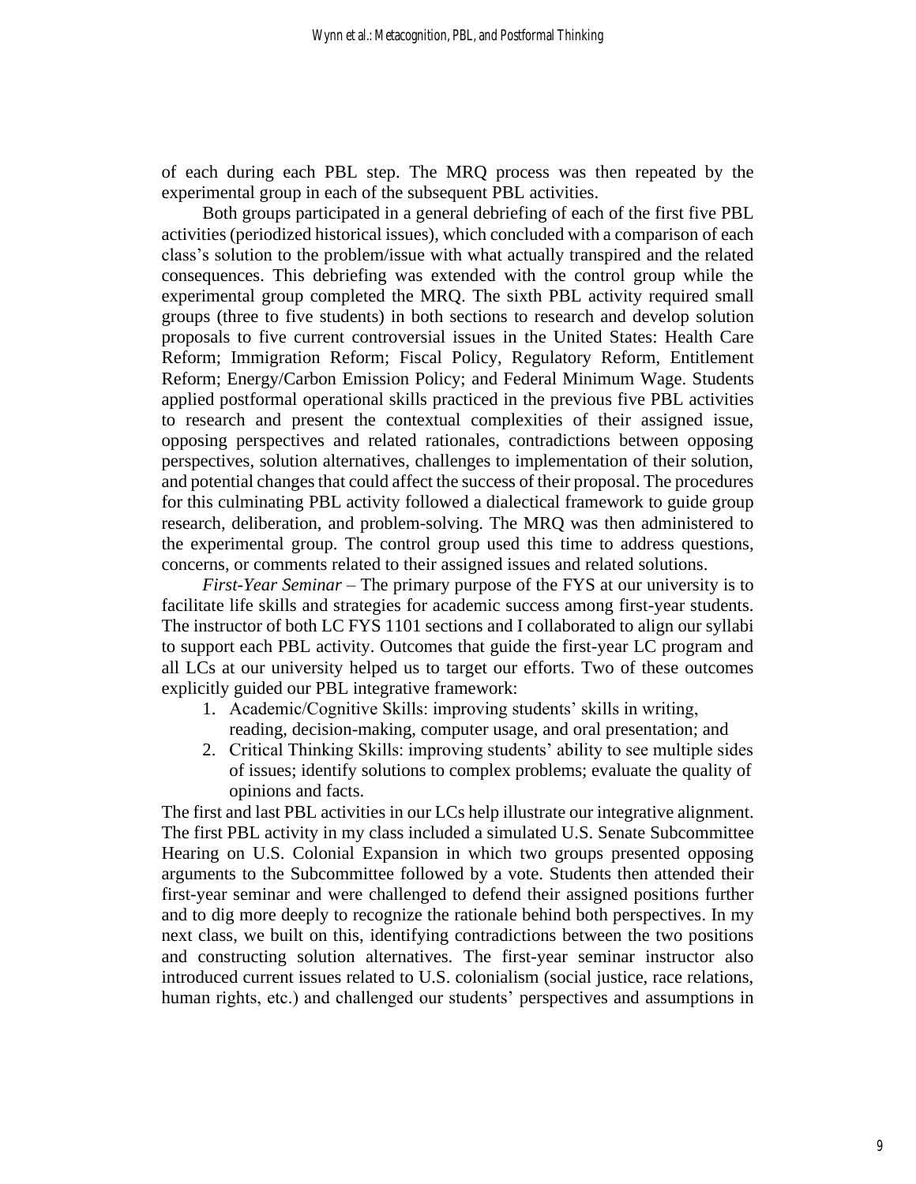of each during each PBL step. The MRQ process was then repeated by the experimental group in each of the subsequent PBL activities.

Both groups participated in a general debriefing of each of the first five PBL activities (periodized historical issues), which concluded with a comparison of each class's solution to the problem/issue with what actually transpired and the related consequences. This debriefing was extended with the control group while the experimental group completed the MRQ. The sixth PBL activity required small groups (three to five students) in both sections to research and develop solution proposals to five current controversial issues in the United States: Health Care Reform; Immigration Reform; Fiscal Policy, Regulatory Reform, Entitlement Reform; Energy/Carbon Emission Policy; and Federal Minimum Wage. Students applied postformal operational skills practiced in the previous five PBL activities to research and present the contextual complexities of their assigned issue, opposing perspectives and related rationales, contradictions between opposing perspectives, solution alternatives, challenges to implementation of their solution, and potential changes that could affect the success of their proposal. The procedures for this culminating PBL activity followed a dialectical framework to guide group research, deliberation, and problem-solving. The MRQ was then administered to the experimental group. The control group used this time to address questions, concerns, or comments related to their assigned issues and related solutions.

*First-Year Seminar* – The primary purpose of the FYS at our university is to facilitate life skills and strategies for academic success among first-year students. The instructor of both LC FYS 1101 sections and I collaborated to align our syllabi to support each PBL activity. Outcomes that guide the first-year LC program and all LCs at our university helped us to target our efforts. Two of these outcomes explicitly guided our PBL integrative framework:

1. Academic/Cognitive Skills: improving students' skills in writing, reading, decision-making, computer usage, and oral presentation; and
2. Critical Thinking Skills: improving students' ability to see multiple sides of issues; identify solutions to complex problems; evaluate the quality of opinions and facts.

The first and last PBL activities in our LCs help illustrate our integrative alignment. The first PBL activity in my class included a simulated U.S. Senate Subcommittee Hearing on U.S. Colonial Expansion in which two groups presented opposing arguments to the Subcommittee followed by a vote. Students then attended their first-year seminar and were challenged to defend their assigned positions further and to dig more deeply to recognize the rationale behind both perspectives. In my next class, we built on this, identifying contradictions between the two positions and constructing solution alternatives. The first-year seminar instructor also introduced current issues related to U.S. colonialism (social justice, race relations, human rights, etc.) and challenged our students' perspectives and assumptions in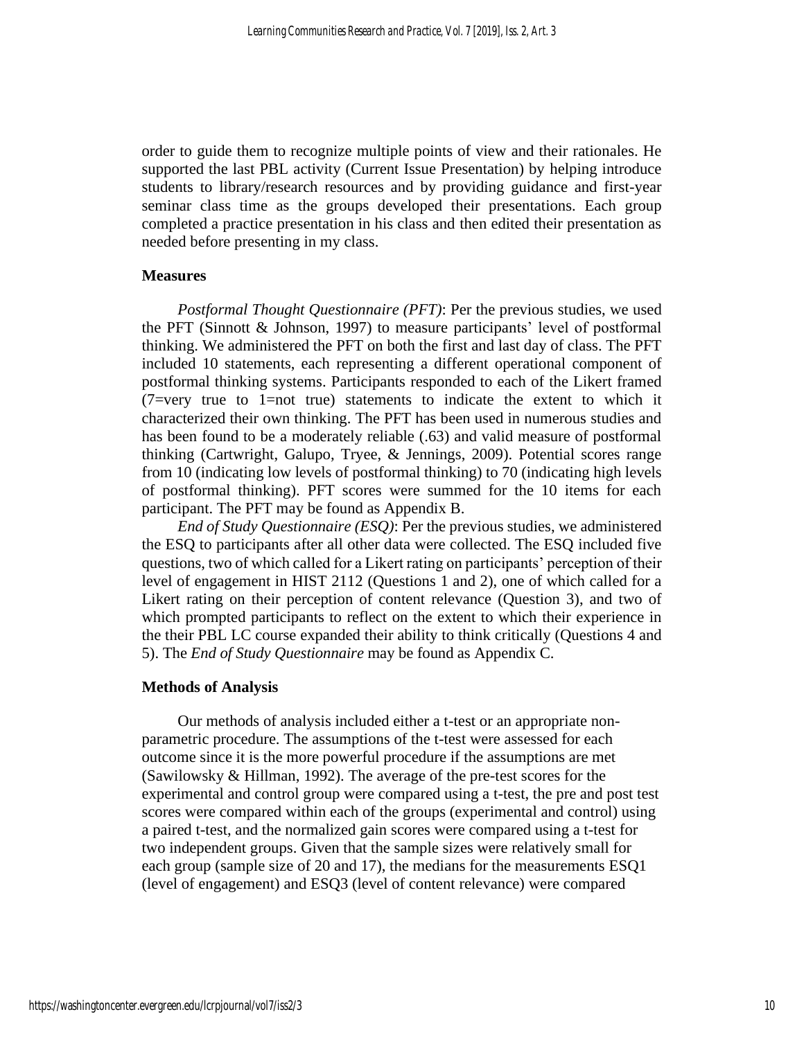order to guide them to recognize multiple points of view and their rationales. He supported the last PBL activity (Current Issue Presentation) by helping introduce students to library/research resources and by providing guidance and first-year seminar class time as the groups developed their presentations. Each group completed a practice presentation in his class and then edited their presentation as needed before presenting in my class.

### Measures

*Postformal Thought Questionnaire (PFT)*: Per the previous studies, we used the PFT (Sinnott & Johnson, 1997) to measure participants' level of postformal thinking. We administered the PFT on both the first and last day of class. The PFT included 10 statements, each representing a different operational component of postformal thinking systems. Participants responded to each of the Likert framed (7=very true to 1=not true) statements to indicate the extent to which it characterized their own thinking. The PFT has been used in numerous studies and has been found to be a moderately reliable (.63) and valid measure of postformal thinking (Cartwright, Galupo, Tryee, & Jennings, 2009). Potential scores range from 10 (indicating low levels of postformal thinking) to 70 (indicating high levels of postformal thinking). PFT scores were summed for the 10 items for each participant. The PFT may be found as Appendix B.

*End of Study Questionnaire (ESQ)*: Per the previous studies, we administered the ESQ to participants after all other data were collected. The ESQ included five questions, two of which called for a Likert rating on participants' perception of their level of engagement in HIST 2112 (Questions 1 and 2), one of which called for a Likert rating on their perception of content relevance (Question 3), and two of which prompted participants to reflect on the extent to which their experience in the their PBL LC course expanded their ability to think critically (Questions 4 and 5). The *End of Study Questionnaire* may be found as Appendix C.

### Methods of Analysis

Our methods of analysis included either a t-test or an appropriate non-parametric procedure. The assumptions of the t-test were assessed for each outcome since it is the more powerful procedure if the assumptions are met (Sawilowsky & Hillman, 1992). The average of the pre-test scores for the experimental and control group were compared using a t-test, the pre and post test scores were compared within each of the groups (experimental and control) using a paired t-test, and the normalized gain scores were compared using a t-test for two independent groups. Given that the sample sizes were relatively small for each group (sample size of 20 and 17), the medians for the measurements ESQ1 (level of engagement) and ESQ3 (level of content relevance) were compared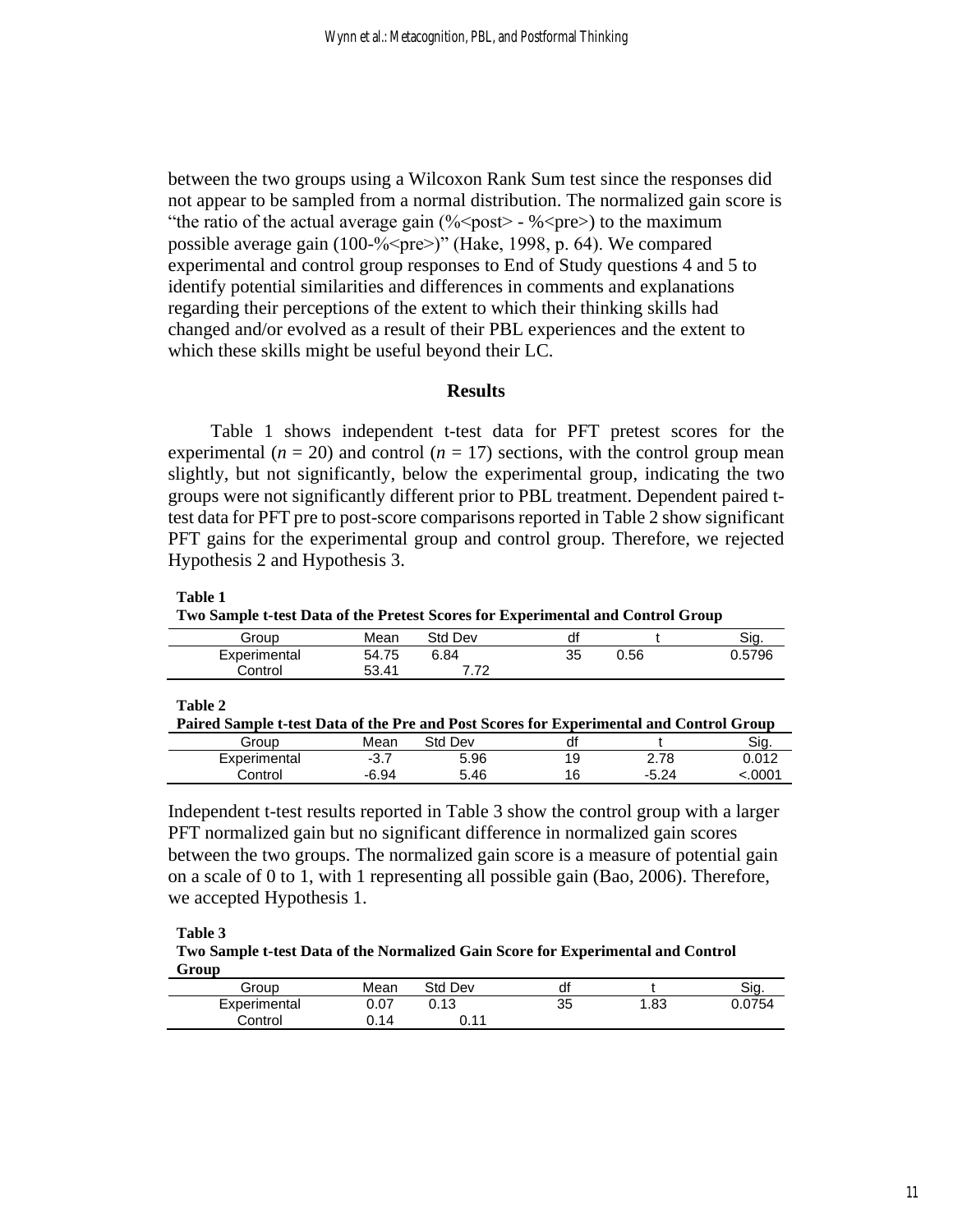between the two groups using a Wilcoxon Rank Sum test since the responses did not appear to be sampled from a normal distribution. The normalized gain score is "the ratio of the actual average gain (%<post> - %<pre>) to the maximum possible average gain (100-%<pre>)" (Hake, 1998, p. 64). We compared experimental and control group responses to End of Study questions 4 and 5 to identify potential similarities and differences in comments and explanations regarding their perceptions of the extent to which their thinking skills had changed and/or evolved as a result of their PBL experiences and the extent to which these skills might be useful beyond their LC.

## Results

Table 1 shows independent t-test data for PFT pretest scores for the experimental ($n = 20$) and control ($n = 17$) sections, with the control group mean slightly, but not significantly, below the experimental group, indicating the two groups were not significantly different prior to PBL treatment. Dependent paired t-test data for PFT pre to post-score comparisons reported in Table 2 show significant PFT gains for the experimental group and control group. Therefore, we rejected Hypothesis 2 and Hypothesis 3.

**Table 1**

**Two Sample t-test Data of the Pretest Scores for Experimental and Control Group**

| Group | Mean | Std Dev | df | t | Sig. |
|---|---|---|---|---|---|
| Experimental | 54.75 | 6.84 | 35 | 0.56 | 0.5796 |
| Control | 53.41 | 7.72 | | | |

**Table 2**

**Paired Sample t-test Data of the Pre and Post Scores for Experimental and Control Group**

| Group | Mean | Std Dev | df | t | Sig. |
|---|---|---|---|---|---|
| Experimental | -3.7 | 5.96 | 19 | 2.78 | 0.012 |
| Control | -6.94 | 5.46 | 16 | -5.24 | <.0001 |

Independent t-test results reported in Table 3 show the control group with a larger PFT normalized gain but no significant difference in normalized gain scores between the two groups. The normalized gain score is a measure of potential gain on a scale of 0 to 1, with 1 representing all possible gain (Bao, 2006). Therefore, we accepted Hypothesis 1.

**Table 3**

**Two Sample t-test Data of the Normalized Gain Score for Experimental and Control Group**

| Group | Mean | Std Dev | df | t | Sig. |
|---|---|---|---|---|---|
| Experimental | 0.07 | 0.13 | 35 | 1.83 | 0.0754 |
| Control | 0.14 | 0.11 | | | |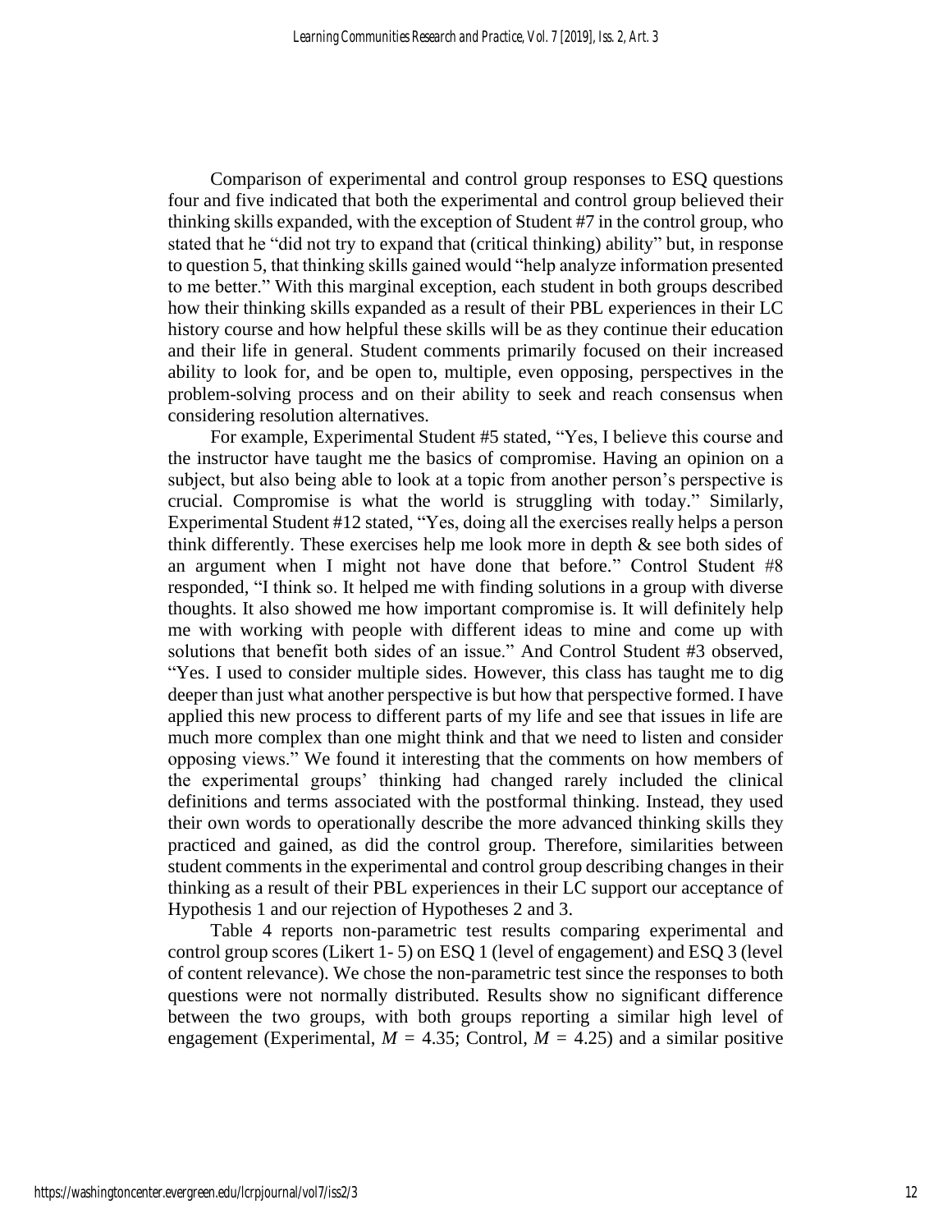Comparison of experimental and control group responses to ESQ questions four and five indicated that both the experimental and control group believed their thinking skills expanded, with the exception of Student #7 in the control group, who stated that he "did not try to expand that (critical thinking) ability" but, in response to question 5, that thinking skills gained would "help analyze information presented to me better." With this marginal exception, each student in both groups described how their thinking skills expanded as a result of their PBL experiences in their LC history course and how helpful these skills will be as they continue their education and their life in general. Student comments primarily focused on their increased ability to look for, and be open to, multiple, even opposing, perspectives in the problem-solving process and on their ability to seek and reach consensus when considering resolution alternatives.

For example, Experimental Student #5 stated, "Yes, I believe this course and the instructor have taught me the basics of compromise. Having an opinion on a subject, but also being able to look at a topic from another person's perspective is crucial. Compromise is what the world is struggling with today." Similarly, Experimental Student #12 stated, "Yes, doing all the exercises really helps a person think differently. These exercises help me look more in depth & see both sides of an argument when I might not have done that before." Control Student #8 responded, "I think so. It helped me with finding solutions in a group with diverse thoughts. It also showed me how important compromise is. It will definitely help me with working with people with different ideas to mine and come up with solutions that benefit both sides of an issue." And Control Student #3 observed, "Yes. I used to consider multiple sides. However, this class has taught me to dig deeper than just what another perspective is but how that perspective formed. I have applied this new process to different parts of my life and see that issues in life are much more complex than one might think and that we need to listen and consider opposing views." We found it interesting that the comments on how members of the experimental groups' thinking had changed rarely included the clinical definitions and terms associated with the postformal thinking. Instead, they used their own words to operationally describe the more advanced thinking skills they practiced and gained, as did the control group. Therefore, similarities between student comments in the experimental and control group describing changes in their thinking as a result of their PBL experiences in their LC support our acceptance of Hypothesis 1 and our rejection of Hypotheses 2 and 3.

Table 4 reports non-parametric test results comparing experimental and control group scores (Likert 1- 5) on ESQ 1 (level of engagement) and ESQ 3 (level of content relevance). We chose the non-parametric test since the responses to both questions were not normally distributed. Results show no significant difference between the two groups, with both groups reporting a similar high level of engagement (Experimental, $M$ = 4.35; Control, $M$ = 4.25) and a similar positive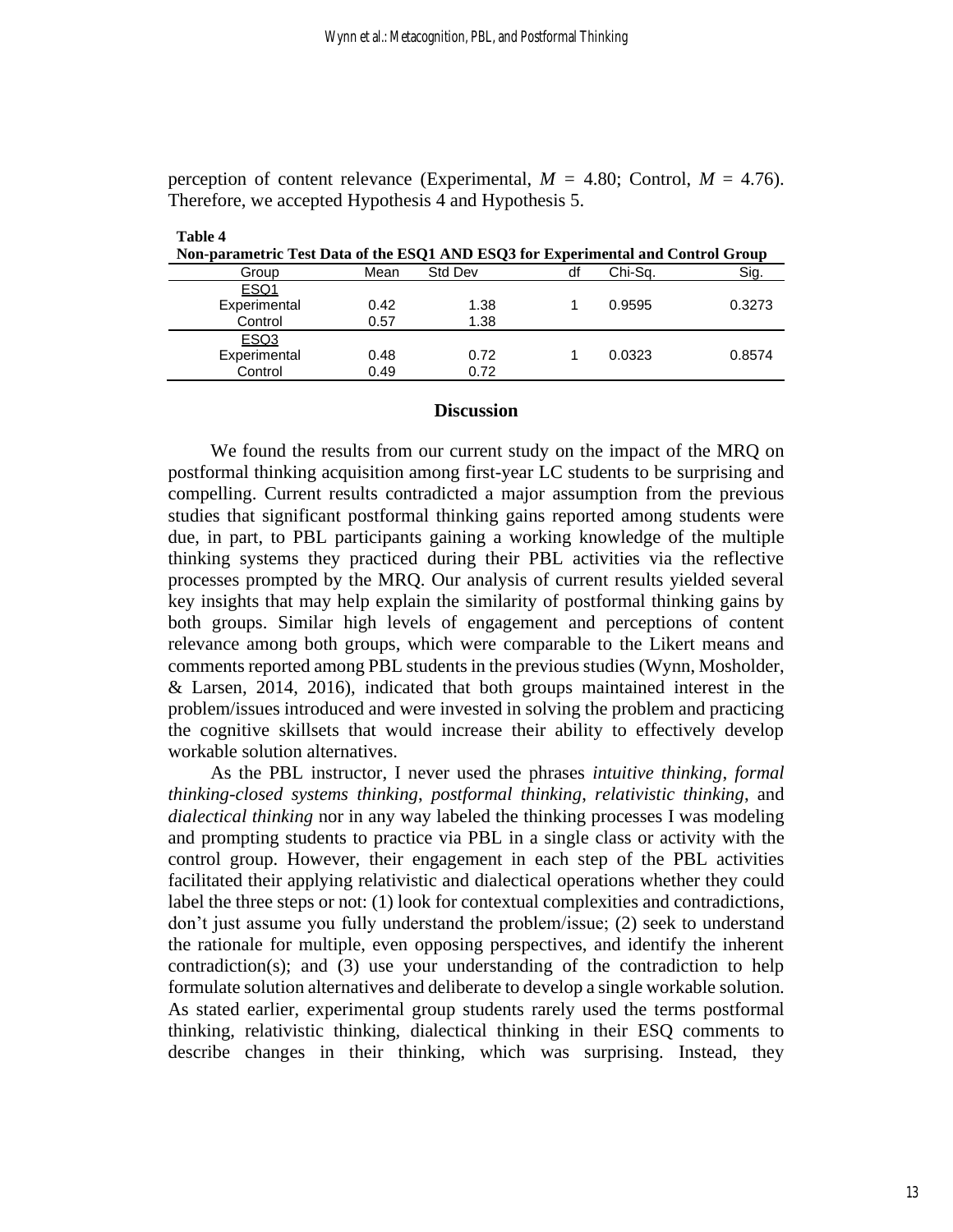perception of content relevance (Experimental, $M$ = 4.80; Control, $M$ = 4.76). Therefore, we accepted Hypothesis 4 and Hypothesis 5.

**Table 4**
**Non-parametric Test Data of the ESQ1 AND ESQ3 for Experimental and Control Group**

| Group | Mean | Std Dev | df | Chi-Sq. | Sig. |
|---|---|---|---|---|---|
| ESQ1 | | | | | |
| Experimental | 0.42 | 1.38 | 1 | 0.9595 | 0.3273 |
| Control | 0.57 | 1.38 | | | |
| ESQ3 | | | | | |
| Experimental | 0.48 | 0.72 | 1 | 0.0323 | 0.8574 |
| Control | 0.49 | 0.72 | | | |

## Discussion

We found the results from our current study on the impact of the MRQ on postformal thinking acquisition among first-year LC students to be surprising and compelling. Current results contradicted a major assumption from the previous studies that significant postformal thinking gains reported among students were due, in part, to PBL participants gaining a working knowledge of the multiple thinking systems they practiced during their PBL activities via the reflective processes prompted by the MRQ. Our analysis of current results yielded several key insights that may help explain the similarity of postformal thinking gains by both groups. Similar high levels of engagement and perceptions of content relevance among both groups, which were comparable to the Likert means and comments reported among PBL students in the previous studies (Wynn, Mosholder, & Larsen, 2014, 2016), indicated that both groups maintained interest in the problem/issues introduced and were invested in solving the problem and practicing the cognitive skillsets that would increase their ability to effectively develop workable solution alternatives.

As the PBL instructor, I never used the phrases *intuitive thinking*, *formal thinking-closed systems thinking*, *postformal thinking*, *relativistic thinking*, and *dialectical thinking* nor in any way labeled the thinking processes I was modeling and prompting students to practice via PBL in a single class or activity with the control group. However, their engagement in each step of the PBL activities facilitated their applying relativistic and dialectical operations whether they could label the three steps or not: (1) look for contextual complexities and contradictions, don't just assume you fully understand the problem/issue; (2) seek to understand the rationale for multiple, even opposing perspectives, and identify the inherent contradiction(s); and (3) use your understanding of the contradiction to help formulate solution alternatives and deliberate to develop a single workable solution. As stated earlier, experimental group students rarely used the terms postformal thinking, relativistic thinking, dialectical thinking in their ESQ comments to describe changes in their thinking, which was surprising. Instead, they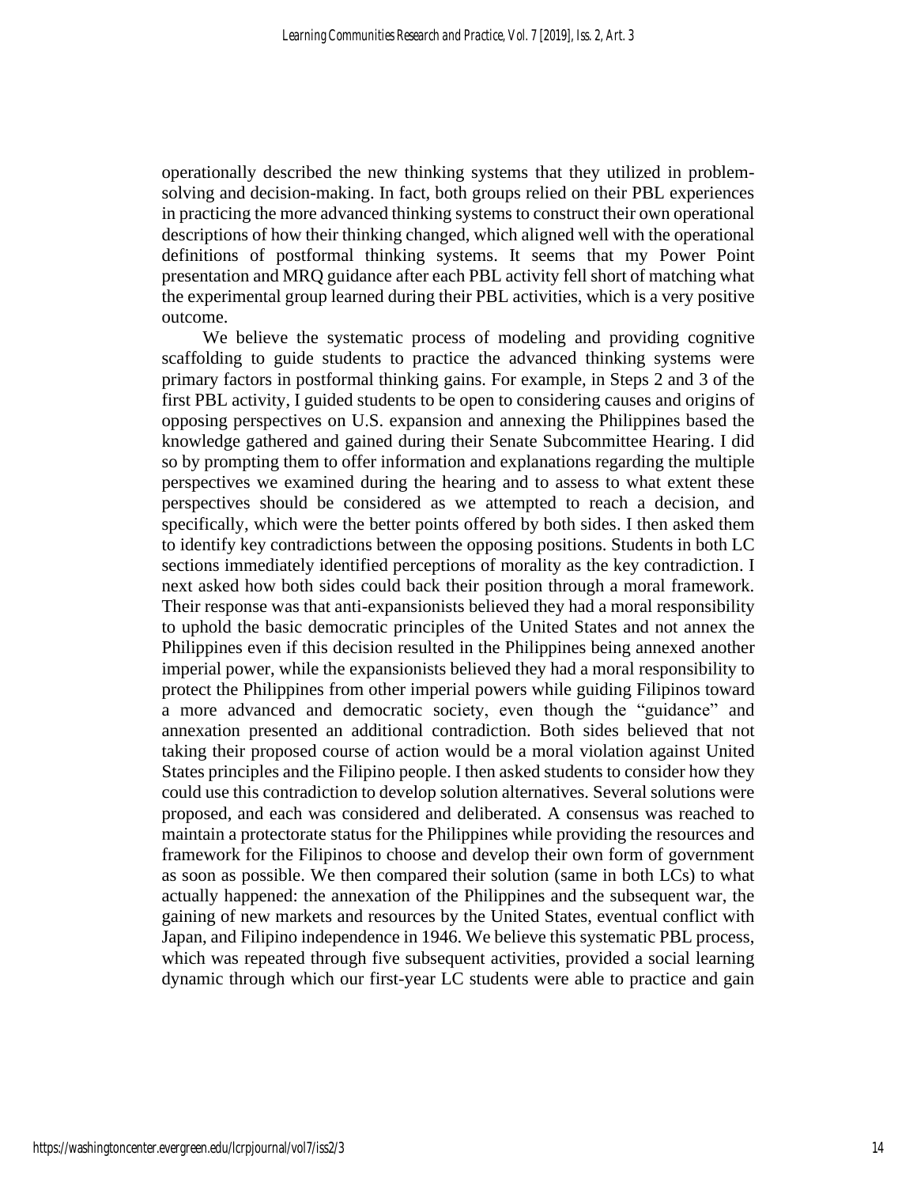operationally described the new thinking systems that they utilized in problem-solving and decision-making. In fact, both groups relied on their PBL experiences in practicing the more advanced thinking systems to construct their own operational descriptions of how their thinking changed, which aligned well with the operational definitions of postformal thinking systems. It seems that my Power Point presentation and MRQ guidance after each PBL activity fell short of matching what the experimental group learned during their PBL activities, which is a very positive outcome.

We believe the systematic process of modeling and providing cognitive scaffolding to guide students to practice the advanced thinking systems were primary factors in postformal thinking gains. For example, in Steps 2 and 3 of the first PBL activity, I guided students to be open to considering causes and origins of opposing perspectives on U.S. expansion and annexing the Philippines based the knowledge gathered and gained during their Senate Subcommittee Hearing. I did so by prompting them to offer information and explanations regarding the multiple perspectives we examined during the hearing and to assess to what extent these perspectives should be considered as we attempted to reach a decision, and specifically, which were the better points offered by both sides. I then asked them to identify key contradictions between the opposing positions. Students in both LC sections immediately identified perceptions of morality as the key contradiction. I next asked how both sides could back their position through a moral framework. Their response was that anti-expansionists believed they had a moral responsibility to uphold the basic democratic principles of the United States and not annex the Philippines even if this decision resulted in the Philippines being annexed another imperial power, while the expansionists believed they had a moral responsibility to protect the Philippines from other imperial powers while guiding Filipinos toward a more advanced and democratic society, even though the "guidance" and annexation presented an additional contradiction. Both sides believed that not taking their proposed course of action would be a moral violation against United States principles and the Filipino people. I then asked students to consider how they could use this contradiction to develop solution alternatives. Several solutions were proposed, and each was considered and deliberated. A consensus was reached to maintain a protectorate status for the Philippines while providing the resources and framework for the Filipinos to choose and develop their own form of government as soon as possible. We then compared their solution (same in both LCs) to what actually happened: the annexation of the Philippines and the subsequent war, the gaining of new markets and resources by the United States, eventual conflict with Japan, and Filipino independence in 1946. We believe this systematic PBL process, which was repeated through five subsequent activities, provided a social learning dynamic through which our first-year LC students were able to practice and gain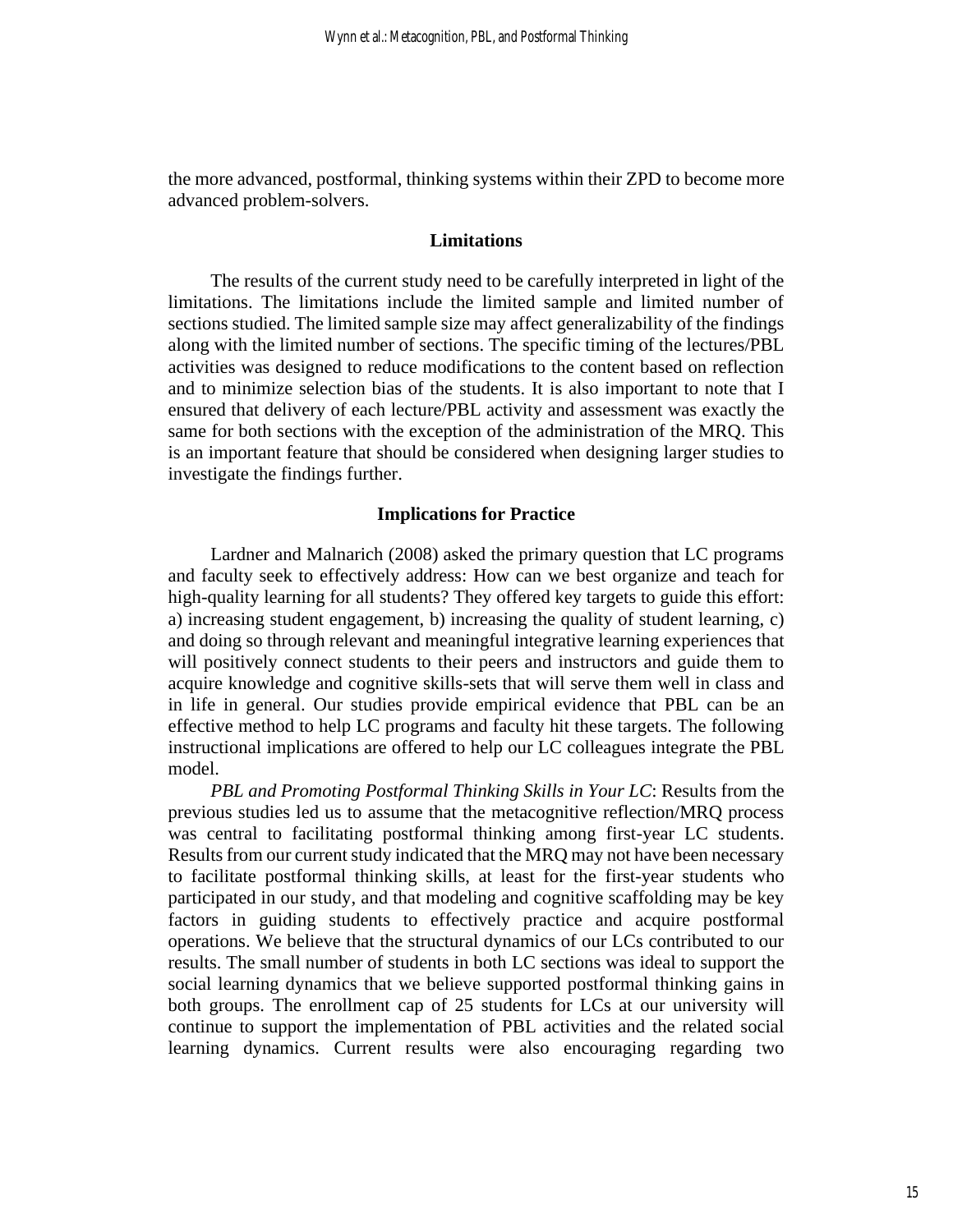the more advanced, postformal, thinking systems within their ZPD to become more advanced problem-solvers.

## Limitations

The results of the current study need to be carefully interpreted in light of the limitations. The limitations include the limited sample and limited number of sections studied. The limited sample size may affect generalizability of the findings along with the limited number of sections. The specific timing of the lectures/PBL activities was designed to reduce modifications to the content based on reflection and to minimize selection bias of the students. It is also important to note that I ensured that delivery of each lecture/PBL activity and assessment was exactly the same for both sections with the exception of the administration of the MRQ. This is an important feature that should be considered when designing larger studies to investigate the findings further.

## Implications for Practice

Lardner and Malnarich (2008) asked the primary question that LC programs and faculty seek to effectively address: How can we best organize and teach for high-quality learning for all students? They offered key targets to guide this effort: a) increasing student engagement, b) increasing the quality of student learning, c) and doing so through relevant and meaningful integrative learning experiences that will positively connect students to their peers and instructors and guide them to acquire knowledge and cognitive skills-sets that will serve them well in class and in life in general. Our studies provide empirical evidence that PBL can be an effective method to help LC programs and faculty hit these targets. The following instructional implications are offered to help our LC colleagues integrate the PBL model.

*PBL and Promoting Postformal Thinking Skills in Your LC*: Results from the previous studies led us to assume that the metacognitive reflection/MRQ process was central to facilitating postformal thinking among first-year LC students. Results from our current study indicated that the MRQ may not have been necessary to facilitate postformal thinking skills, at least for the first-year students who participated in our study, and that modeling and cognitive scaffolding may be key factors in guiding students to effectively practice and acquire postformal operations. We believe that the structural dynamics of our LCs contributed to our results. The small number of students in both LC sections was ideal to support the social learning dynamics that we believe supported postformal thinking gains in both groups. The enrollment cap of 25 students for LCs at our university will continue to support the implementation of PBL activities and the related social learning dynamics. Current results were also encouraging regarding two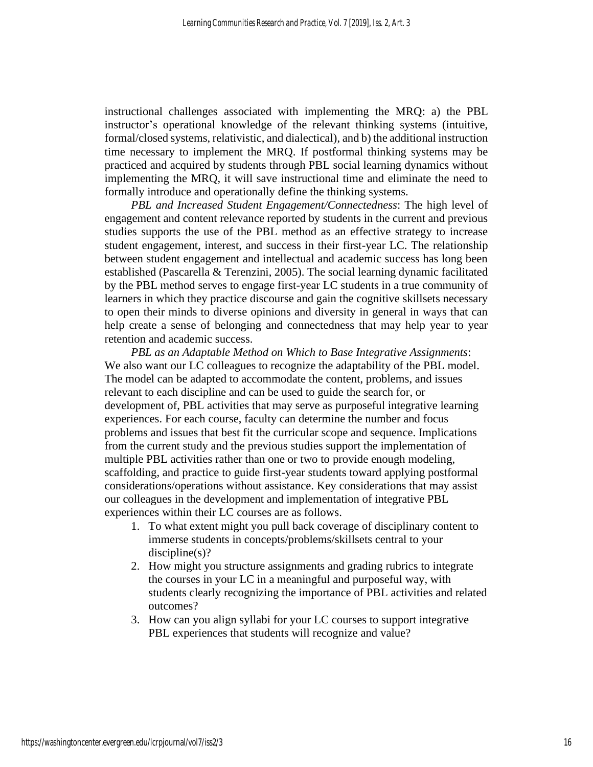instructional challenges associated with implementing the MRQ: a) the PBL instructor's operational knowledge of the relevant thinking systems (intuitive, formal/closed systems, relativistic, and dialectical), and b) the additional instruction time necessary to implement the MRQ. If postformal thinking systems may be practiced and acquired by students through PBL social learning dynamics without implementing the MRQ, it will save instructional time and eliminate the need to formally introduce and operationally define the thinking systems.

*PBL and Increased Student Engagement/Connectedness*: The high level of engagement and content relevance reported by students in the current and previous studies supports the use of the PBL method as an effective strategy to increase student engagement, interest, and success in their first-year LC. The relationship between student engagement and intellectual and academic success has long been established (Pascarella & Terenzini, 2005). The social learning dynamic facilitated by the PBL method serves to engage first-year LC students in a true community of learners in which they practice discourse and gain the cognitive skillsets necessary to open their minds to diverse opinions and diversity in general in ways that can help create a sense of belonging and connectedness that may help year to year retention and academic success.

*PBL as an Adaptable Method on Which to Base Integrative Assignments*: We also want our LC colleagues to recognize the adaptability of the PBL model. The model can be adapted to accommodate the content, problems, and issues relevant to each discipline and can be used to guide the search for, or development of, PBL activities that may serve as purposeful integrative learning experiences. For each course, faculty can determine the number and focus problems and issues that best fit the curricular scope and sequence. Implications from the current study and the previous studies support the implementation of multiple PBL activities rather than one or two to provide enough modeling, scaffolding, and practice to guide first-year students toward applying postformal considerations/operations without assistance. Key considerations that may assist our colleagues in the development and implementation of integrative PBL experiences within their LC courses are as follows.

1. To what extent might you pull back coverage of disciplinary content to immerse students in concepts/problems/skillsets central to your discipline(s)?
2. How might you structure assignments and grading rubrics to integrate the courses in your LC in a meaningful and purposeful way, with students clearly recognizing the importance of PBL activities and related outcomes?
3. How can you align syllabi for your LC courses to support integrative PBL experiences that students will recognize and value?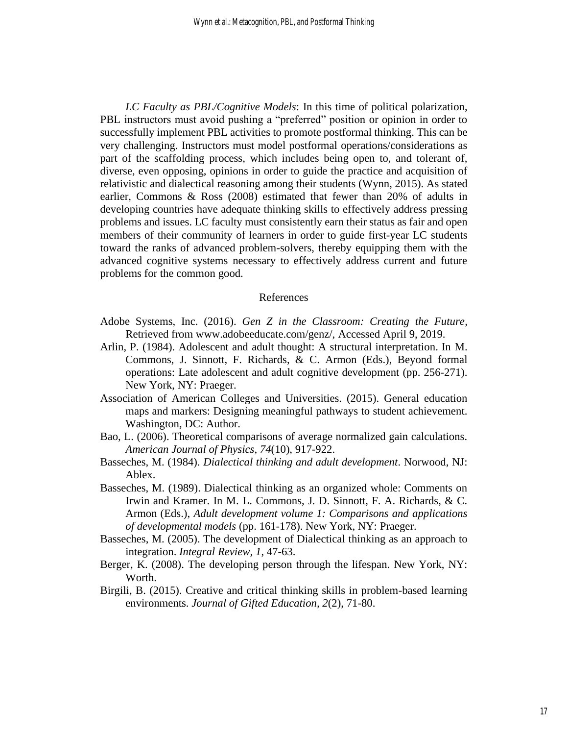*LC Faculty as PBL/Cognitive Models*: In this time of political polarization, PBL instructors must avoid pushing a "preferred" position or opinion in order to successfully implement PBL activities to promote postformal thinking. This can be very challenging. Instructors must model postformal operations/considerations as part of the scaffolding process, which includes being open to, and tolerant of, diverse, even opposing, opinions in order to guide the practice and acquisition of relativistic and dialectical reasoning among their students (Wynn, 2015). As stated earlier, Commons & Ross (2008) estimated that fewer than 20% of adults in developing countries have adequate thinking skills to effectively address pressing problems and issues. LC faculty must consistently earn their status as fair and open members of their community of learners in order to guide first-year LC students toward the ranks of advanced problem-solvers, thereby equipping them with the advanced cognitive systems necessary to effectively address current and future problems for the common good.

## References

Adobe Systems, Inc. (2016). *Gen Z in the Classroom: Creating the Future*, Retrieved from www.adobeeducate.com/genz/, Accessed April 9, 2019.

Arlin, P. (1984). Adolescent and adult thought: A structural interpretation. In M. Commons, J. Sinnott, F. Richards, & C. Armon (Eds.), Beyond formal operations: Late adolescent and adult cognitive development (pp. 256-271). New York, NY: Praeger.

Association of American Colleges and Universities. (2015). General education maps and markers: Designing meaningful pathways to student achievement. Washington, DC: Author.

Bao, L. (2006). Theoretical comparisons of average normalized gain calculations. *American Journal of Physics*, *74*(10), 917-922.

Basseches, M. (1984). *Dialectical thinking and adult development*. Norwood, NJ: Ablex.

Basseches, M. (1989). Dialectical thinking as an organized whole: Comments on Irwin and Kramer. In M. L. Commons, J. D. Sinnott, F. A. Richards, & C. Armon (Eds.), *Adult development volume 1: Comparisons and applications of developmental models* (pp. 161-178). New York, NY: Praeger.

Basseches, M. (2005). The development of Dialectical thinking as an approach to integration. *Integral Review, 1*, 47-63.

Berger, K. (2008). The developing person through the lifespan. New York, NY: Worth.

Birgili, B. (2015). Creative and critical thinking skills in problem-based learning environments. *Journal of Gifted Education, 2*(2), 71-80.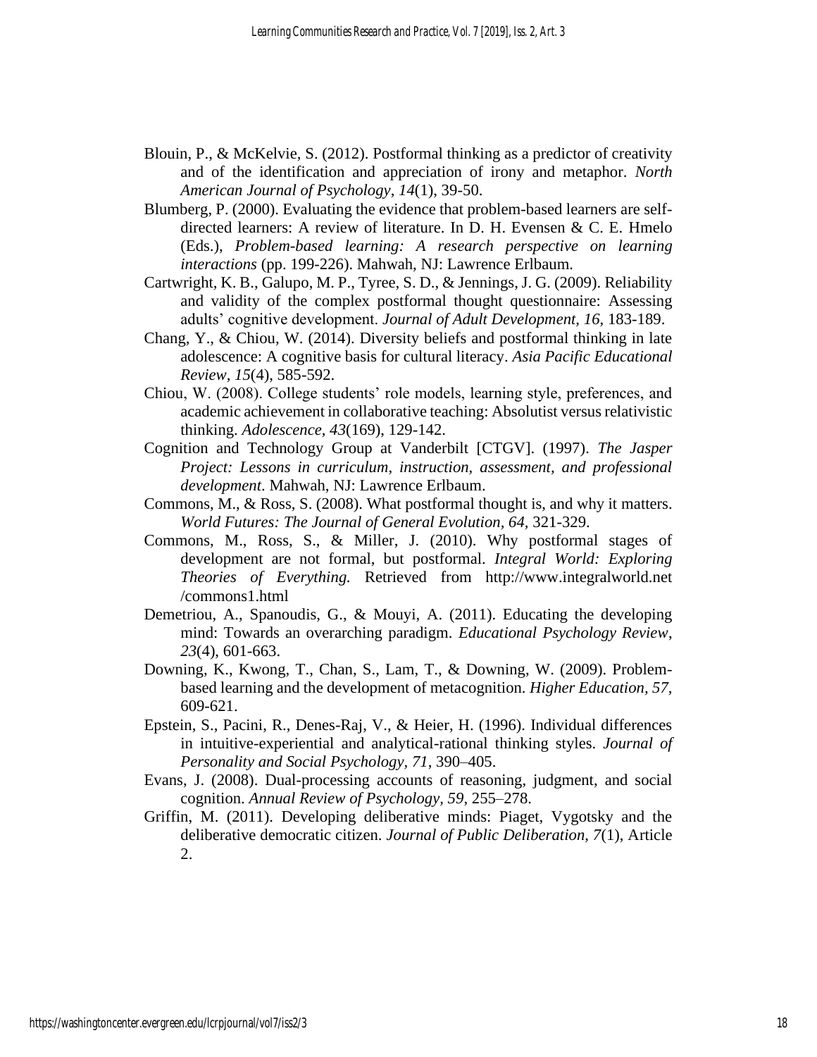Blouin, P., & McKelvie, S. (2012). Postformal thinking as a predictor of creativity and of the identification and appreciation of irony and metaphor. *North American Journal of Psychology*, *14*(1), 39-50.

Blumberg, P. (2000). Evaluating the evidence that problem-based learners are self-directed learners: A review of literature. In D. H. Evensen & C. E. Hmelo (Eds.), *Problem-based learning: A research perspective on learning interactions* (pp. 199-226). Mahwah, NJ: Lawrence Erlbaum.

Cartwright, K. B., Galupo, M. P., Tyree, S. D., & Jennings, J. G. (2009). Reliability and validity of the complex postformal thought questionnaire: Assessing adults' cognitive development. *Journal of Adult Development, 16,* 183-189.

Chang, Y., & Chiou, W. (2014). Diversity beliefs and postformal thinking in late adolescence: A cognitive basis for cultural literacy. *Asia Pacific Educational Review*, *15*(4), 585-592.

Chiou, W. (2008). College students' role models, learning style, preferences, and academic achievement in collaborative teaching: Absolutist versus relativistic thinking. *Adolescence*, *43*(169), 129-142.

Cognition and Technology Group at Vanderbilt [CTGV]. (1997). *The Jasper Project: Lessons in curriculum, instruction, assessment, and professional development*. Mahwah, NJ: Lawrence Erlbaum.

Commons, M., & Ross, S. (2008). What postformal thought is, and why it matters. *World Futures: The Journal of General Evolution, 64,* 321-329.

Commons, M., Ross, S., & Miller, J. (2010). Why postformal stages of development are not formal, but postformal. *Integral World: Exploring Theories of Everything.* Retrieved from http://www.integralworld.net/commons1.html

Demetriou, A., Spanoudis, G., & Mouyi, A. (2011). Educating the developing mind: Towards an overarching paradigm. *Educational Psychology Review*, *23*(4), 601-663.

Downing, K., Kwong, T., Chan, S., Lam, T., & Downing, W. (2009). Problem-based learning and the development of metacognition. *Higher Education, 57,* 609-621.

Epstein, S., Pacini, R., Denes-Raj, V., & Heier, H. (1996). Individual differences in intuitive-experiential and analytical-rational thinking styles. *Journal of Personality and Social Psychology, 71*, 390–405.

Evans, J. (2008). Dual-processing accounts of reasoning, judgment, and social cognition. *Annual Review of Psychology, 59*, 255–278.

Griffin, M. (2011). Developing deliberative minds: Piaget, Vygotsky and the deliberative democratic citizen. *Journal of Public Deliberation, 7*(1), Article 2.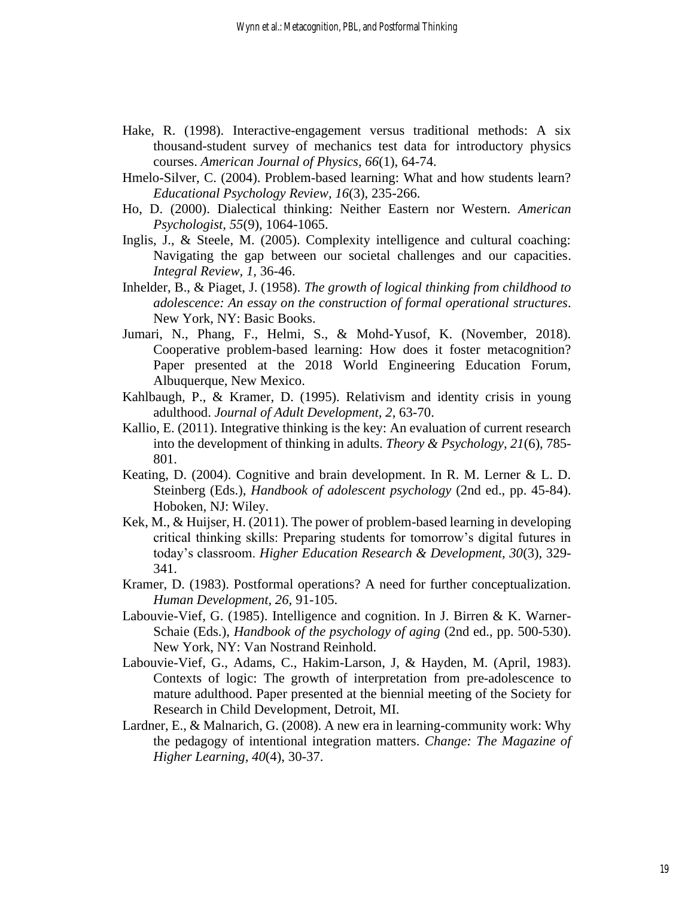Hake, R. (1998). Interactive-engagement versus traditional methods: A six thousand-student survey of mechanics test data for introductory physics courses. *American Journal of Physics, 66*(1), 64-74.

Hmelo-Silver, C. (2004). Problem-based learning: What and how students learn? *Educational Psychology Review, 16*(3), 235-266.

Ho, D. (2000). Dialectical thinking: Neither Eastern nor Western. *American Psychologist, 55*(9), 1064-1065.

Inglis, J., & Steele, M. (2005). Complexity intelligence and cultural coaching: Navigating the gap between our societal challenges and our capacities. *Integral Review, 1*, 36-46.

Inhelder, B., & Piaget, J. (1958). *The growth of logical thinking from childhood to adolescence: An essay on the construction of formal operational structures*. New York, NY: Basic Books.

Jumari, N., Phang, F., Helmi, S., & Mohd-Yusof, K. (November, 2018). Cooperative problem-based learning: How does it foster metacognition? Paper presented at the 2018 World Engineering Education Forum, Albuquerque, New Mexico.

Kahlbaugh, P., & Kramer, D. (1995). Relativism and identity crisis in young adulthood. *Journal of Adult Development, 2*, 63-70.

Kallio, E. (2011). Integrative thinking is the key: An evaluation of current research into the development of thinking in adults. *Theory & Psychology, 21*(6), 785-801.

Keating, D. (2004). Cognitive and brain development. In R. M. Lerner & L. D. Steinberg (Eds.), *Handbook of adolescent psychology* (2nd ed., pp. 45-84). Hoboken, NJ: Wiley.

Kek, M., & Huijser, H. (2011). The power of problem-based learning in developing critical thinking skills: Preparing students for tomorrow's digital futures in today's classroom. *Higher Education Research & Development, 30*(3), 329-341.

Kramer, D. (1983). Postformal operations? A need for further conceptualization. *Human Development, 26*, 91-105.

Labouvie-Vief, G. (1985). Intelligence and cognition. In J. Birren & K. Warner-Schaie (Eds.), *Handbook of the psychology of aging* (2nd ed., pp. 500-530). New York, NY: Van Nostrand Reinhold.

Labouvie-Vief, G., Adams, C., Hakim-Larson, J, & Hayden, M. (April, 1983). Contexts of logic: The growth of interpretation from pre-adolescence to mature adulthood. Paper presented at the biennial meeting of the Society for Research in Child Development, Detroit, MI.

Lardner, E., & Malnarich, G. (2008). A new era in learning-community work: Why the pedagogy of intentional integration matters. *Change: The Magazine of Higher Learning, 40*(4), 30-37.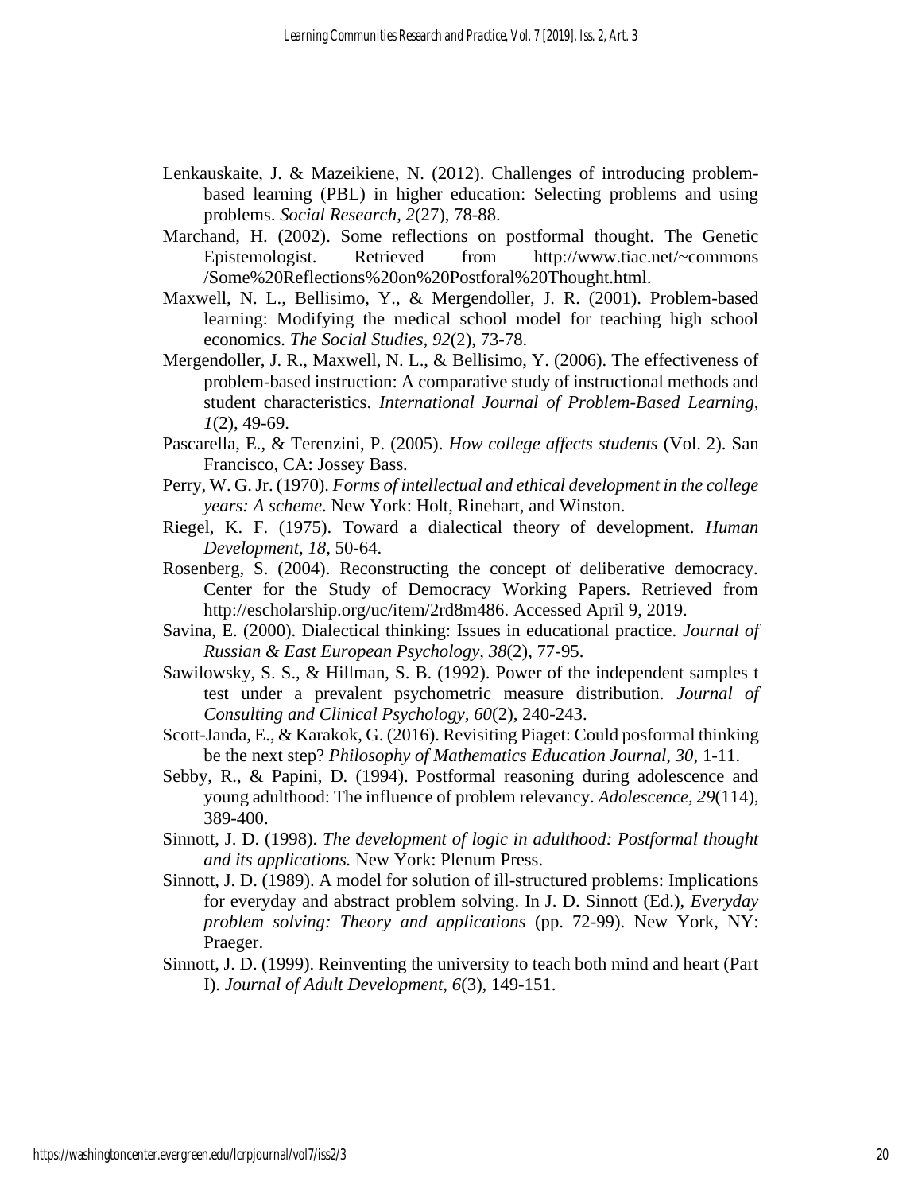Lenkauskaite, J. & Mazeikiene, N. (2012). Challenges of introducing problem-based learning (PBL) in higher education: Selecting problems and using problems. *Social Research*, *2*(27), 78-88.

Marchand, H. (2002). Some reflections on postformal thought. The Genetic Epistemologist. Retrieved from http://www.tiac.net/~commons /Some%20Reflections%20on%20Postforal%20Thought.html.

Maxwell, N. L., Bellisimo, Y., & Mergendoller, J. R. (2001). Problem-based learning: Modifying the medical school model for teaching high school economics. *The Social Studies*, *92*(2), 73-78.

Mergendoller, J. R., Maxwell, N. L., & Bellisimo, Y. (2006). The effectiveness of problem-based instruction: A comparative study of instructional methods and student characteristics. *International Journal of Problem-Based Learning*, *1*(2), 49-69.

Pascarella, E., & Terenzini, P. (2005). *How college affects students* (Vol. 2). San Francisco, CA: Jossey Bass.

Perry, W. G. Jr. (1970). *Forms of intellectual and ethical development in the college years: A scheme*. New York: Holt, Rinehart, and Winston.

Riegel, K. F. (1975). Toward a dialectical theory of development. *Human Development*, *18*, 50-64.

Rosenberg, S. (2004). Reconstructing the concept of deliberative democracy. Center for the Study of Democracy Working Papers. Retrieved from http://escholarship.org/uc/item/2rd8m486. Accessed April 9, 2019.

Savina, E. (2000). Dialectical thinking: Issues in educational practice. *Journal of Russian & East European Psychology*, *38*(2), 77-95.

Sawilowsky, S. S., & Hillman, S. B. (1992). Power of the independent samples t test under a prevalent psychometric measure distribution. *Journal of Consulting and Clinical Psychology*, *60*(2), 240-243.

Scott-Janda, E., & Karakok, G. (2016). Revisiting Piaget: Could posformal thinking be the next step? *Philosophy of Mathematics Education Journal*, *30*, 1-11.

Sebby, R., & Papini, D. (1994). Postformal reasoning during adolescence and young adulthood: The influence of problem relevancy. *Adolescence*, *29*(114), 389-400.

Sinnott, J. D. (1998). *The development of logic in adulthood: Postformal thought and its applications.* New York: Plenum Press.

Sinnott, J. D. (1989). A model for solution of ill-structured problems: Implications for everyday and abstract problem solving. In J. D. Sinnott (Ed.), *Everyday problem solving: Theory and applications* (pp. 72-99). New York, NY: Praeger.

Sinnott, J. D. (1999). Reinventing the university to teach both mind and heart (Part I). *Journal of Adult Development*, *6*(3), 149-151.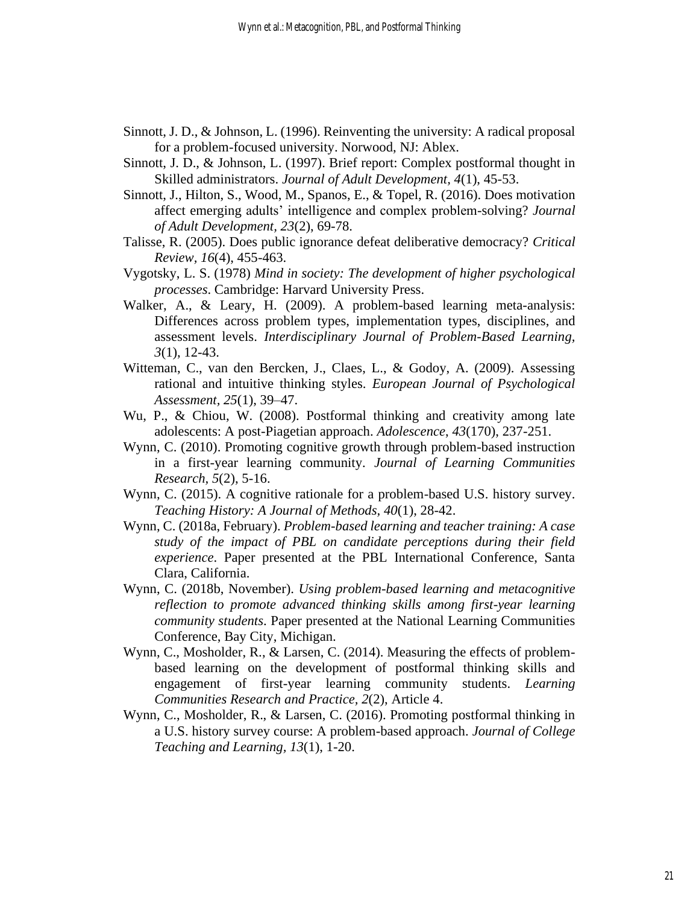Sinnott, J. D., & Johnson, L. (1996). Reinventing the university: A radical proposal for a problem-focused university. Norwood, NJ: Ablex.

Sinnott, J. D., & Johnson, L. (1997). Brief report: Complex postformal thought in Skilled administrators. *Journal of Adult Development*, *4*(1), 45-53.

Sinnott, J., Hilton, S., Wood, M., Spanos, E., & Topel, R. (2016). Does motivation affect emerging adults' intelligence and complex problem-solving? *Journal of Adult Development*, *23*(2), 69-78.

Talisse, R. (2005). Does public ignorance defeat deliberative democracy? *Critical Review*, *16*(4), 455-463.

Vygotsky, L. S. (1978) *Mind in society: The development of higher psychological processes*. Cambridge: Harvard University Press.

Walker, A., & Leary, H. (2009). A problem-based learning meta-analysis: Differences across problem types, implementation types, disciplines, and assessment levels. *Interdisciplinary Journal of Problem-Based Learning, 3*(1), 12-43.

Witteman, C., van den Bercken, J., Claes, L., & Godoy, A. (2009). Assessing rational and intuitive thinking styles. *European Journal of Psychological Assessment*, *25*(1), 39–47.

Wu, P., & Chiou, W. (2008). Postformal thinking and creativity among late adolescents: A post-Piagetian approach. *Adolescence*, *43*(170), 237-251.

Wynn, C. (2010). Promoting cognitive growth through problem-based instruction in a first-year learning community. *Journal of Learning Communities Research*, *5*(2), 5-16.

Wynn, C. (2015). A cognitive rationale for a problem-based U.S. history survey. *Teaching History: A Journal of Methods*, *40*(1), 28-42.

Wynn, C. (2018a, February). *Problem-based learning and teacher training: A case study of the impact of PBL on candidate perceptions during their field experience*. Paper presented at the PBL International Conference, Santa Clara, California.

Wynn, C. (2018b, November). *Using problem-based learning and metacognitive reflection to promote advanced thinking skills among first-year learning community students*. Paper presented at the National Learning Communities Conference, Bay City, Michigan.

Wynn, C., Mosholder, R., & Larsen, C. (2014). Measuring the effects of problem-based learning on the development of postformal thinking skills and engagement of first-year learning community students. *Learning Communities Research and Practice*, *2*(2), Article 4.

Wynn, C., Mosholder, R., & Larsen, C. (2016). Promoting postformal thinking in a U.S. history survey course: A problem-based approach. *Journal of College Teaching and Learning*, *13*(1), 1-20.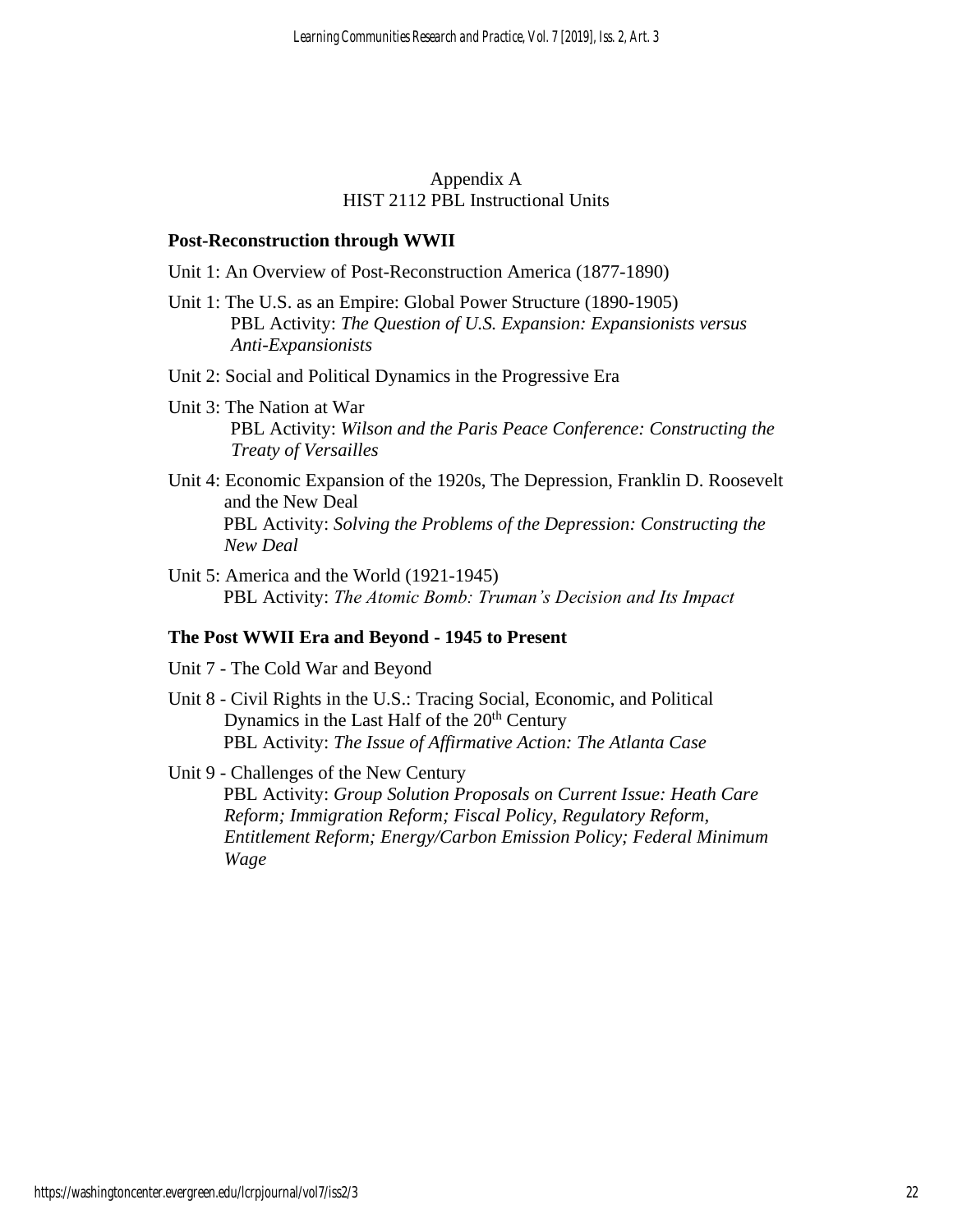Appendix A
HIST 2112 PBL Instructional Units

**Post-Reconstruction through WWII**

Unit 1: An Overview of Post-Reconstruction America (1877-1890)

Unit 1: The U.S. as an Empire: Global Power Structure (1890-1905)
PBL Activity: *The Question of U.S. Expansion: Expansionists versus Anti-Expansionists*

Unit 2: Social and Political Dynamics in the Progressive Era

Unit 3: The Nation at War
PBL Activity: *Wilson and the Paris Peace Conference: Constructing the Treaty of Versailles*

Unit 4: Economic Expansion of the 1920s, The Depression, Franklin D. Roosevelt and the New Deal
PBL Activity: *Solving the Problems of the Depression: Constructing the New Deal*

Unit 5: America and the World (1921-1945)
PBL Activity: *The Atomic Bomb: Truman's Decision and Its Impact*

**The Post WWII Era and Beyond - 1945 to Present**

Unit 7 - The Cold War and Beyond

Unit 8 - Civil Rights in the U.S.: Tracing Social, Economic, and Political Dynamics in the Last Half of the 20th Century
PBL Activity: *The Issue of Affirmative Action: The Atlanta Case*

Unit 9 - Challenges of the New Century
PBL Activity: *Group Solution Proposals on Current Issue: Heath Care Reform; Immigration Reform; Fiscal Policy, Regulatory Reform, Entitlement Reform; Energy/Carbon Emission Policy; Federal Minimum Wage*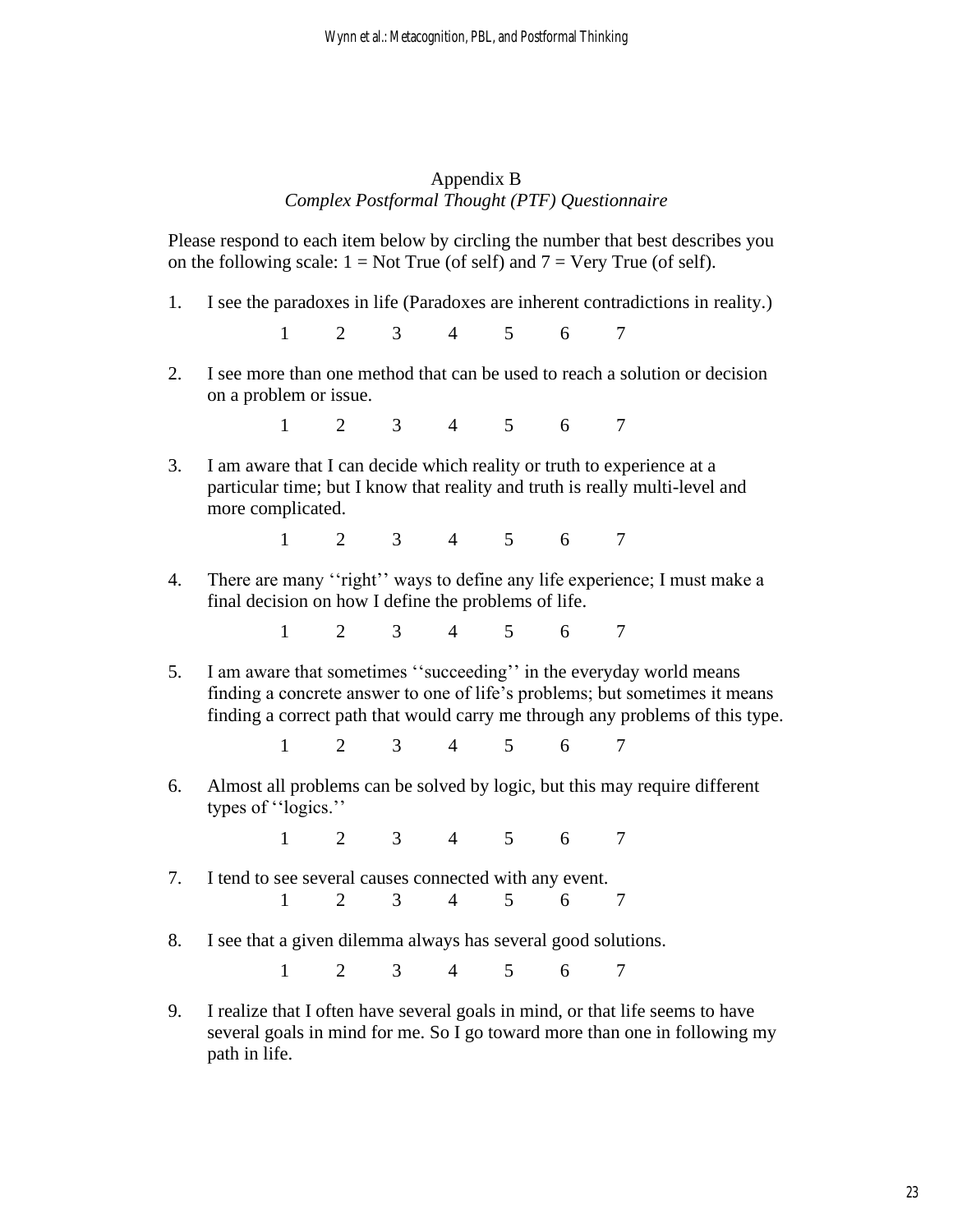Appendix B

*Complex Postformal Thought (PTF) Questionnaire*

Please respond to each item below by circling the number that best describes you on the following scale: 1 = Not True (of self) and 7 = Very True (of self).

1. I see the paradoxes in life (Paradoxes are inherent contradictions in reality.)

   1 2 3 4 5 6 7

2. I see more than one method that can be used to reach a solution or decision on a problem or issue.

   1 2 3 4 5 6 7

3. I am aware that I can decide which reality or truth to experience at a particular time; but I know that reality and truth is really multi-level and more complicated.

   1 2 3 4 5 6 7

4. There are many ''right'' ways to define any life experience; I must make a final decision on how I define the problems of life.

   1 2 3 4 5 6 7

5. I am aware that sometimes ''succeeding'' in the everyday world means finding a concrete answer to one of life's problems; but sometimes it means finding a correct path that would carry me through any problems of this type.

   1 2 3 4 5 6 7

6. Almost all problems can be solved by logic, but this may require different types of ''logics.''

   1 2 3 4 5 6 7

7. I tend to see several causes connected with any event.

   1 2 3 4 5 6 7

8. I see that a given dilemma always has several good solutions.

   1 2 3 4 5 6 7

9. I realize that I often have several goals in mind, or that life seems to have several goals in mind for me. So I go toward more than one in following my path in life.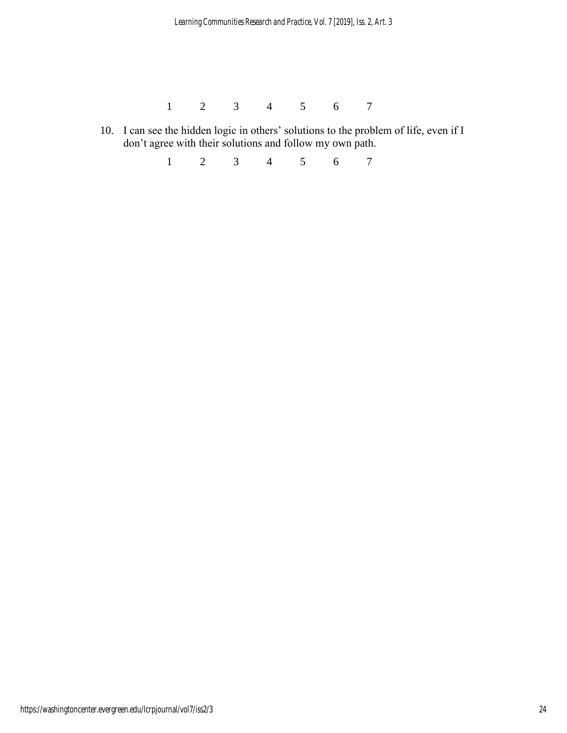1 2 3 4 5 6 7

10. I can see the hidden logic in others' solutions to the problem of life, even if I don't agree with their solutions and follow my own path.

    1 2 3 4 5 6 7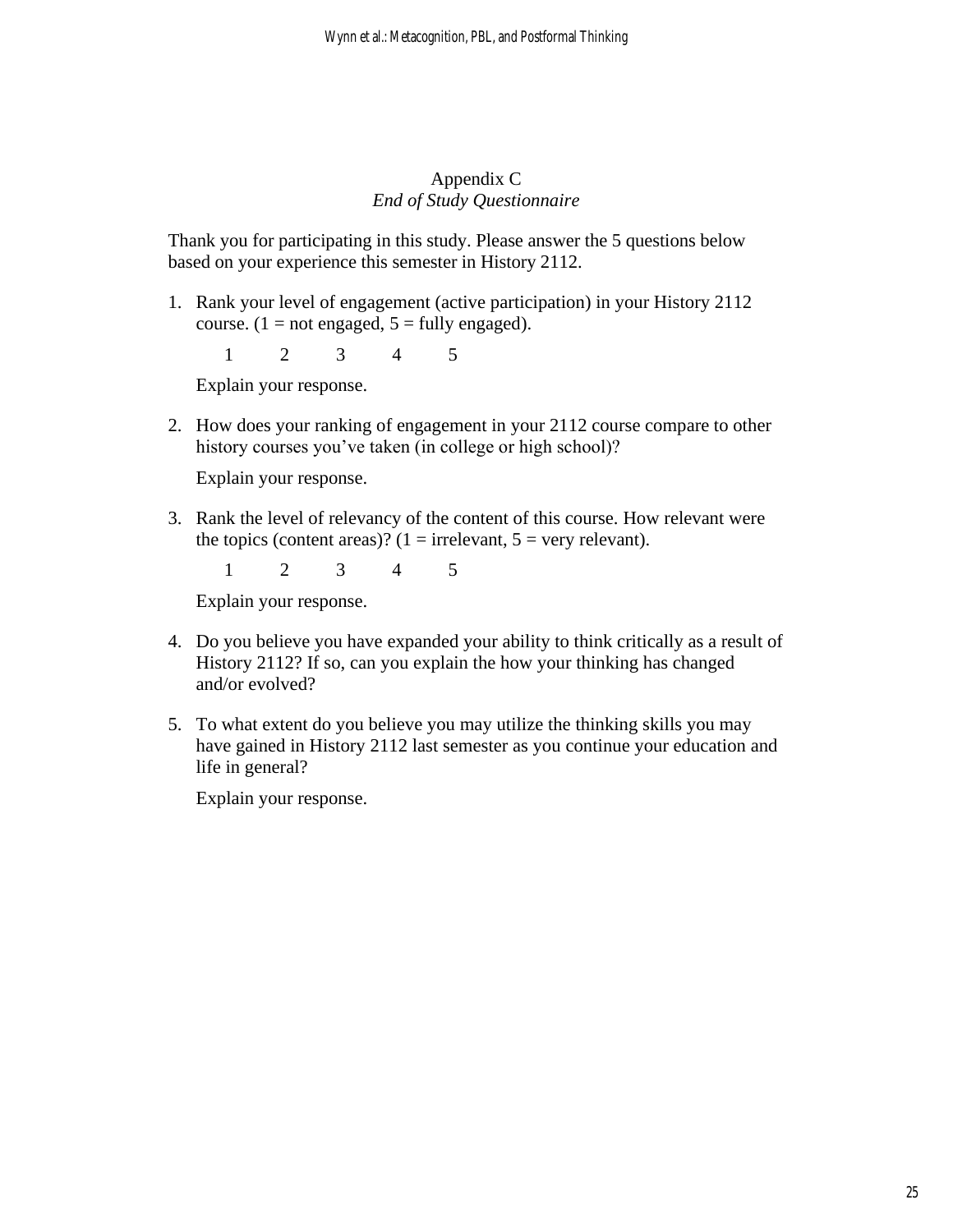## Appendix C

*End of Study Questionnaire*

Thank you for participating in this study. Please answer the 5 questions below based on your experience this semester in History 2112.

1. Rank your level of engagement (active participation) in your History 2112 course. (1 = not engaged, 5 = fully engaged).

   1 2 3 4 5

   Explain your response.

2. How does your ranking of engagement in your 2112 course compare to other history courses you've taken (in college or high school)?

   Explain your response.

3. Rank the level of relevancy of the content of this course. How relevant were the topics (content areas)? (1 = irrelevant, 5 = very relevant).

   1 2 3 4 5

   Explain your response.

4. Do you believe you have expanded your ability to think critically as a result of History 2112? If so, can you explain the how your thinking has changed and/or evolved?

5. To what extent do you believe you may utilize the thinking skills you may have gained in History 2112 last semester as you continue your education and life in general?

   Explain your response.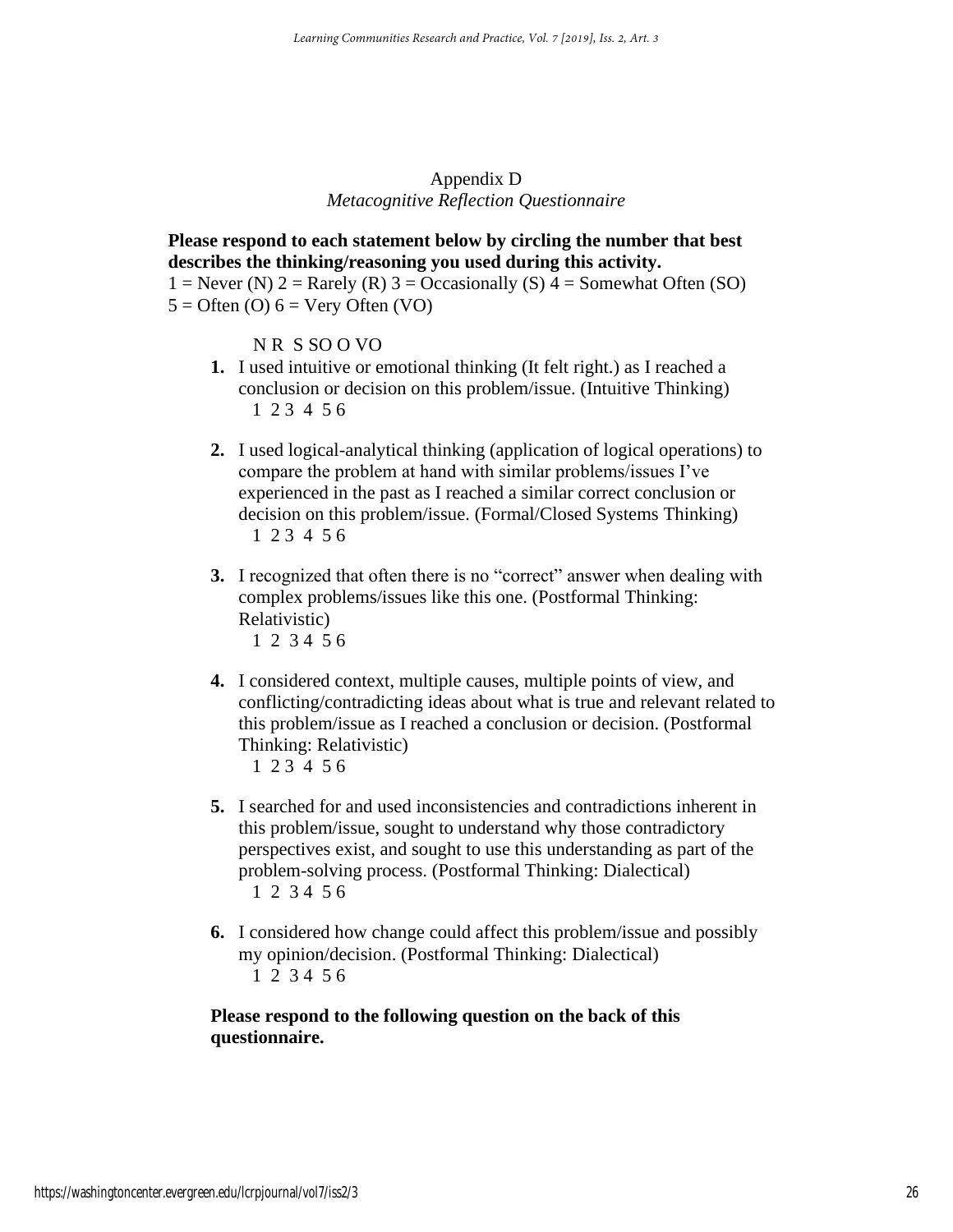Appendix D

*Metacognitive Reflection Questionnaire*

**Please respond to each statement below by circling the number that best describes the thinking/reasoning you used during this activity.**
1 = Never (N) 2 = Rarely (R) 3 = Occasionally (S) 4 = Somewhat Often (SO)
5 = Often (O) 6 = Very Often (VO)

N R S SO O VO

1. I used intuitive or emotional thinking (It felt right.) as I reached a conclusion or decision on this problem/issue. (Intuitive Thinking)
   1 2 3 4 5 6

2. I used logical-analytical thinking (application of logical operations) to compare the problem at hand with similar problems/issues I've experienced in the past as I reached a similar correct conclusion or decision on this problem/issue. (Formal/Closed Systems Thinking)
   1 2 3 4 5 6

3. I recognized that often there is no "correct" answer when dealing with complex problems/issues like this one. (Postformal Thinking: Relativistic)
   1 2 3 4 5 6

4. I considered context, multiple causes, multiple points of view, and conflicting/contradicting ideas about what is true and relevant related to this problem/issue as I reached a conclusion or decision. (Postformal Thinking: Relativistic)
   1 2 3 4 5 6

5. I searched for and used inconsistencies and contradictions inherent in this problem/issue, sought to understand why those contradictory perspectives exist, and sought to use this understanding as part of the problem-solving process. (Postformal Thinking: Dialectical)
   1 2 3 4 5 6

6. I considered how change could affect this problem/issue and possibly my opinion/decision. (Postformal Thinking: Dialectical)
   1 2 3 4 5 6

**Please respond to the following question on the back of this questionnaire.**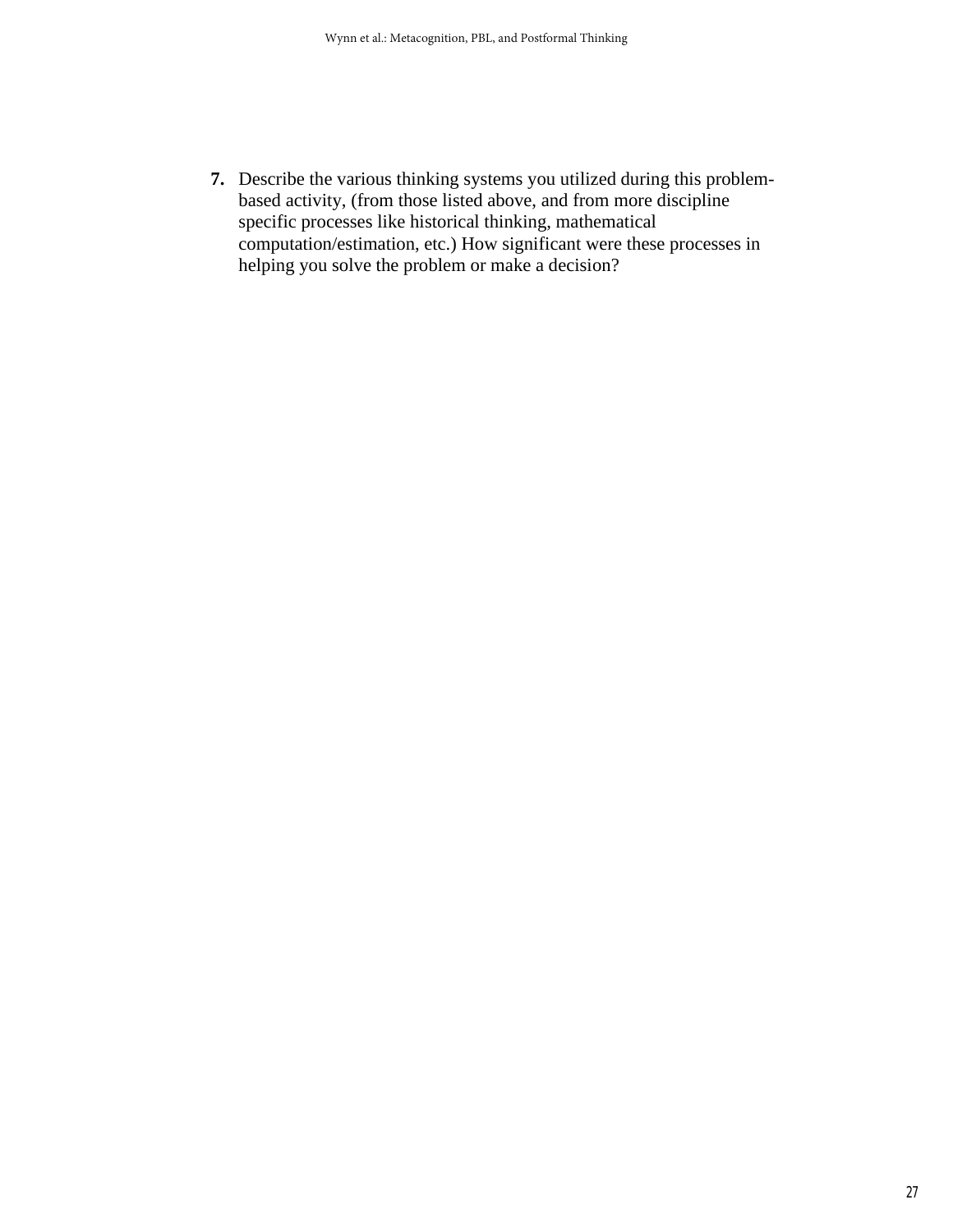7. Describe the various thinking systems you utilized during this problem-based activity, (from those listed above, and from more discipline specific processes like historical thinking, mathematical computation/estimation, etc.) How significant were these processes in helping you solve the problem or make a decision?